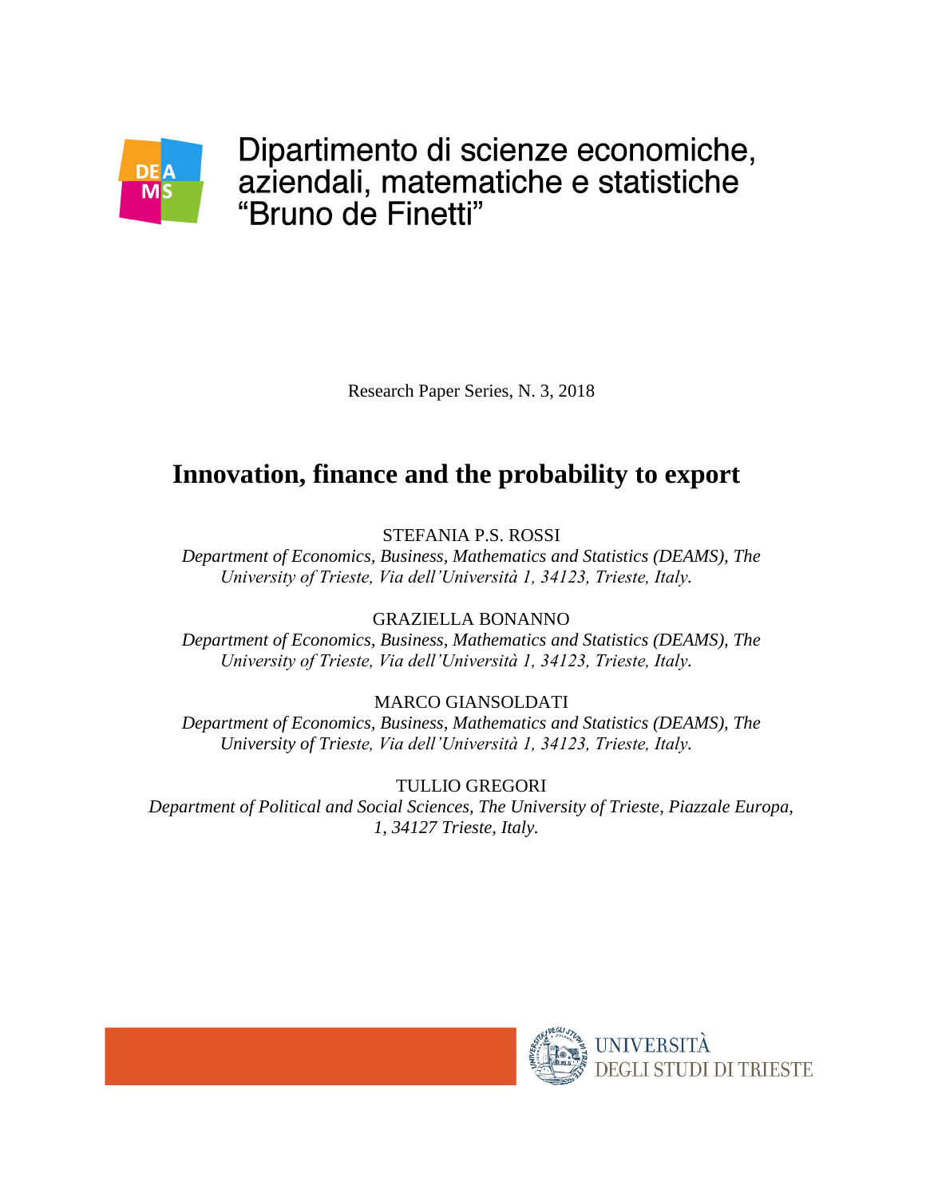Dipartimento di scienze economiche, aziendali, matematiche e statistiche “Bruno de Finetti”

Research Paper Series, N. 3, 2018

# Innovation, finance and the probability to export

STEFANIA P.S. ROSSI

*Department of Economics, Business, Mathematics and Statistics (DEAMS), The University of Trieste, Via dell’Università 1, 34123, Trieste, Italy.*

GRAZIELLA BONANNO

*Department of Economics, Business, Mathematics and Statistics (DEAMS), The University of Trieste, Via dell’Università 1, 34123, Trieste, Italy.*

MARCO GIANSOLDATI

*Department of Economics, Business, Mathematics and Statistics (DEAMS), The University of Trieste, Via dell’Università 1, 34123, Trieste, Italy.*

TULLIO GREGORI

*Department of Political and Social Sciences, The University of Trieste, Piazzale Europa, 1, 34127 Trieste, Italy.*

UNIVERSITÀ DEGLI STUDI DI TRIESTE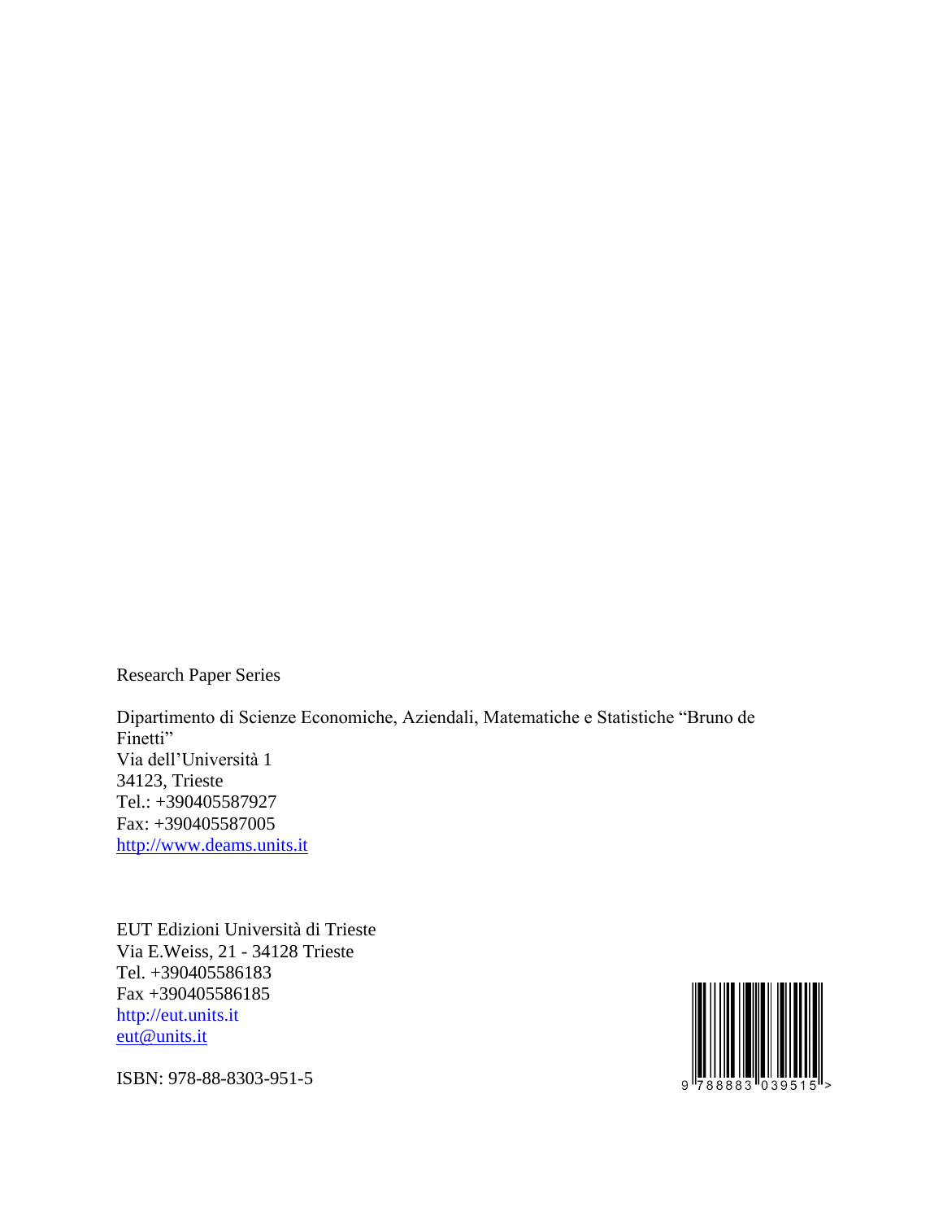Research Paper Series

Dipartimento di Scienze Economiche, Aziendali, Matematiche e Statistiche "Bruno de Finetti"
Via dell'Università 1
34123, Trieste
Tel.: +390405587927
Fax: +390405587005
[http://www.deams.units.it](http://www.deams.units.it)

EUT Edizioni Università di Trieste
Via E.Weiss, 21 - 34128 Trieste
Tel. +390405586183
Fax +390405586185
[http://eut.units.it](http://eut.units.it)
[eut@units.it](mailto:eut@units.it)

ISBN: 978-88-8303-951-5

9 788883 039515 >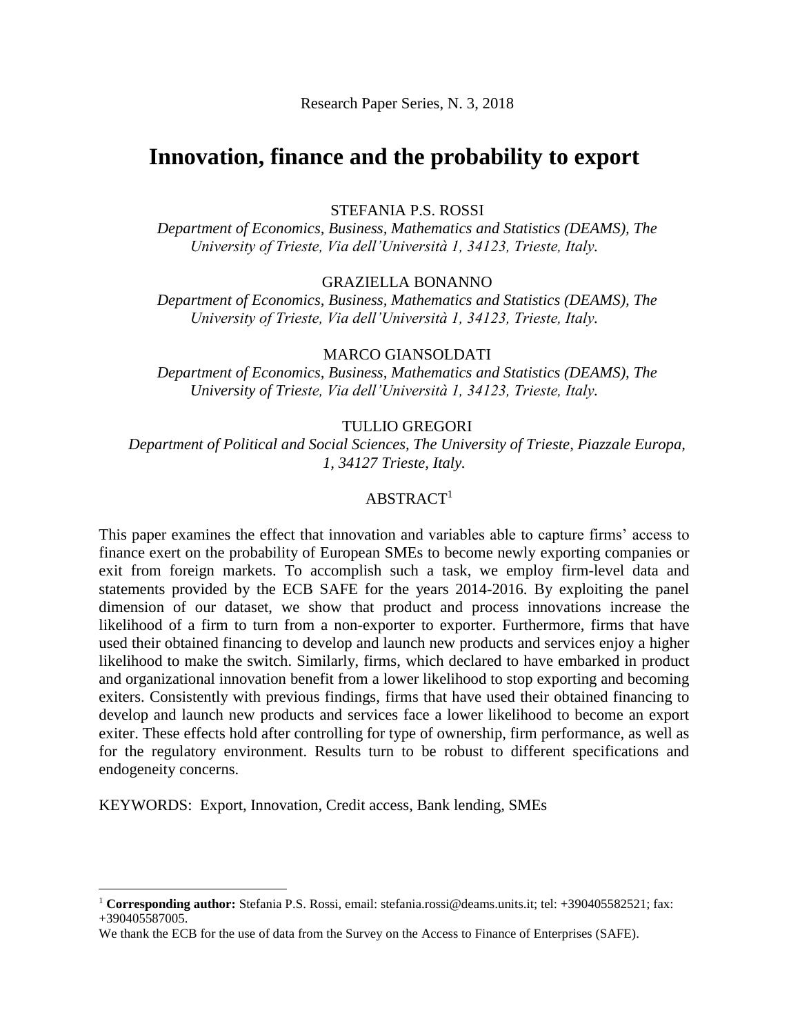Research Paper Series, N. 3, 2018

# Innovation, finance and the probability to export

STEFANIA P.S. ROSSI

*Department of Economics, Business, Mathematics and Statistics (DEAMS), The University of Trieste, Via dell'Università 1, 34123, Trieste, Italy.*

GRAZIELLA BONANNO

*Department of Economics, Business, Mathematics and Statistics (DEAMS), The University of Trieste, Via dell'Università 1, 34123, Trieste, Italy.*

MARCO GIANSOLDATI

*Department of Economics, Business, Mathematics and Statistics (DEAMS), The University of Trieste, Via dell'Università 1, 34123, Trieste, Italy.*

TULLIO GREGORI

*Department of Political and Social Sciences, The University of Trieste, Piazzale Europa, 1, 34127 Trieste, Italy.*

## ABSTRACT[1]

This paper examines the effect that innovation and variables able to capture firms' access to finance exert on the probability of European SMEs to become newly exporting companies or exit from foreign markets. To accomplish such a task, we employ firm-level data and statements provided by the ECB SAFE for the years 2014-2016. By exploiting the panel dimension of our dataset, we show that product and process innovations increase the likelihood of a firm to turn from a non-exporter to exporter. Furthermore, firms that have used their obtained financing to develop and launch new products and services enjoy a higher likelihood to make the switch. Similarly, firms, which declared to have embarked in product and organizational innovation benefit from a lower likelihood to stop exporting and becoming exiters. Consistently with previous findings, firms that have used their obtained financing to develop and launch new products and services face a lower likelihood to become an export exiter. These effects hold after controlling for type of ownership, firm performance, as well as for the regulatory environment. Results turn to be robust to different specifications and endogeneity concerns.

KEYWORDS: Export, Innovation, Credit access, Bank lending, SMEs

---

[1] **Corresponding author:** Stefania P.S. Rossi, email: stefania.rossi@deams.units.it; tel: +390405582521; fax: +390405587005.

We thank the ECB for the use of data from the Survey on the Access to Finance of Enterprises (SAFE).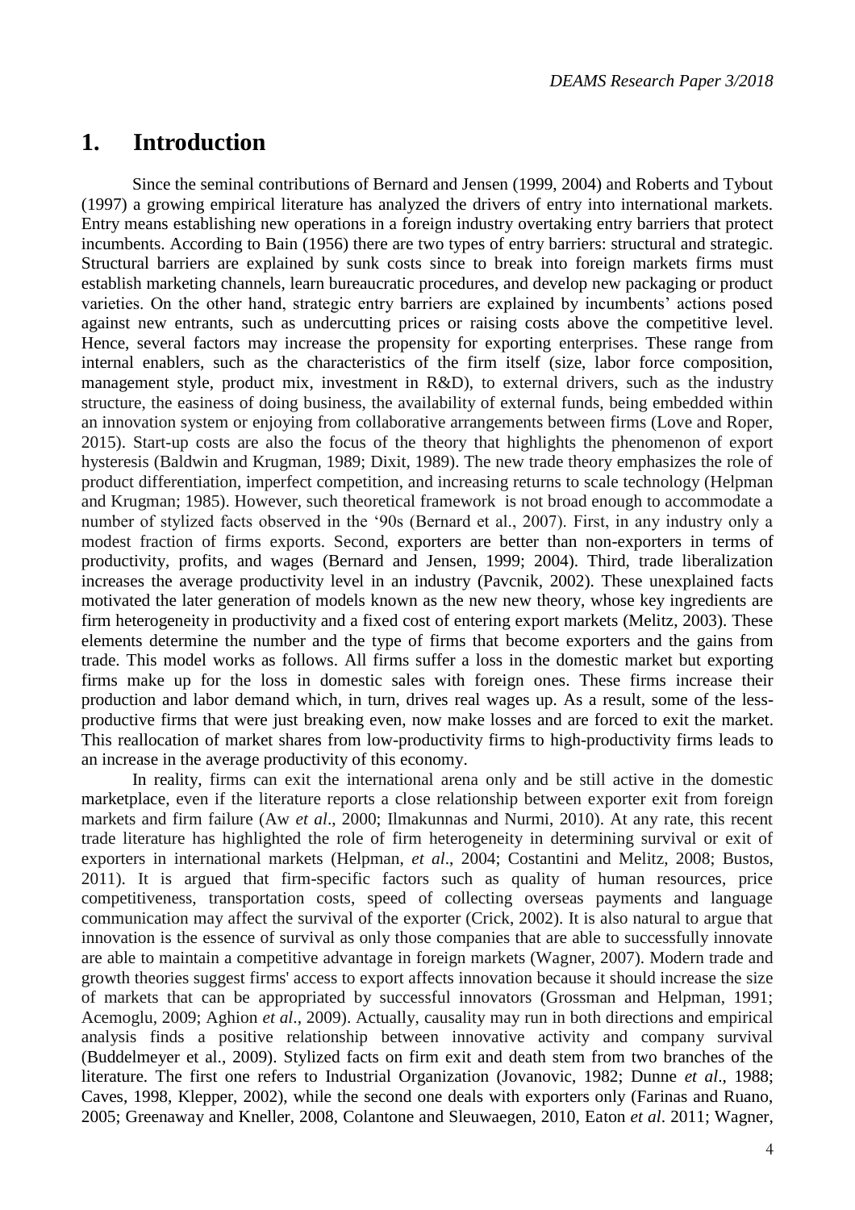# 1. Introduction

Since the seminal contributions of Bernard and Jensen (1999, 2004) and Roberts and Tybout (1997) a growing empirical literature has analyzed the drivers of entry into international markets. Entry means establishing new operations in a foreign industry overtaking entry barriers that protect incumbents. According to Bain (1956) there are two types of entry barriers: structural and strategic. Structural barriers are explained by sunk costs since to break into foreign markets firms must establish marketing channels, learn bureaucratic procedures, and develop new packaging or product varieties. On the other hand, strategic entry barriers are explained by incumbents' actions posed against new entrants, such as undercutting prices or raising costs above the competitive level. Hence, several factors may increase the propensity for exporting enterprises. These range from internal enablers, such as the characteristics of the firm itself (size, labor force composition, management style, product mix, investment in R&D), to external drivers, such as the industry structure, the easiness of doing business, the availability of external funds, being embedded within an innovation system or enjoying from collaborative arrangements between firms (Love and Roper, 2015). Start-up costs are also the focus of the theory that highlights the phenomenon of export hysteresis (Baldwin and Krugman, 1989; Dixit, 1989). The new trade theory emphasizes the role of product differentiation, imperfect competition, and increasing returns to scale technology (Helpman and Krugman; 1985). However, such theoretical framework is not broad enough to accommodate a number of stylized facts observed in the '90s (Bernard et al., 2007). First, in any industry only a modest fraction of firms exports. Second, exporters are better than non-exporters in terms of productivity, profits, and wages (Bernard and Jensen, 1999; 2004). Third, trade liberalization increases the average productivity level in an industry (Pavcnik, 2002). These unexplained facts motivated the later generation of models known as the new new theory, whose key ingredients are firm heterogeneity in productivity and a fixed cost of entering export markets (Melitz, 2003). These elements determine the number and the type of firms that become exporters and the gains from trade. This model works as follows. All firms suffer a loss in the domestic market but exporting firms make up for the loss in domestic sales with foreign ones. These firms increase their production and labor demand which, in turn, drives real wages up. As a result, some of the less-productive firms that were just breaking even, now make losses and are forced to exit the market. This reallocation of market shares from low-productivity firms to high-productivity firms leads to an increase in the average productivity of this economy.

In reality, firms can exit the international arena only and be still active in the domestic marketplace, even if the literature reports a close relationship between exporter exit from foreign markets and firm failure (Aw *et al*., 2000; Ilmakunnas and Nurmi, 2010). At any rate, this recent trade literature has highlighted the role of firm heterogeneity in determining survival or exit of exporters in international markets (Helpman, *et al*., 2004; Costantini and Melitz, 2008; Bustos, 2011). It is argued that firm-specific factors such as quality of human resources, price competitiveness, transportation costs, speed of collecting overseas payments and language communication may affect the survival of the exporter (Crick, 2002). It is also natural to argue that innovation is the essence of survival as only those companies that are able to successfully innovate are able to maintain a competitive advantage in foreign markets (Wagner, 2007). Modern trade and growth theories suggest firms' access to export affects innovation because it should increase the size of markets that can be appropriated by successful innovators (Grossman and Helpman, 1991; Acemoglu, 2009; Aghion *et al*., 2009). Actually, causality may run in both directions and empirical analysis finds a positive relationship between innovative activity and company survival (Buddelmeyer et al., 2009). Stylized facts on firm exit and death stem from two branches of the literature. The first one refers to Industrial Organization (Jovanovic, 1982; Dunne *et al*., 1988; Caves, 1998, Klepper, 2002), while the second one deals with exporters only (Farinas and Ruano, 2005; Greenaway and Kneller, 2008, Colantone and Sleuwaegen, 2010, Eaton *et al*. 2011; Wagner,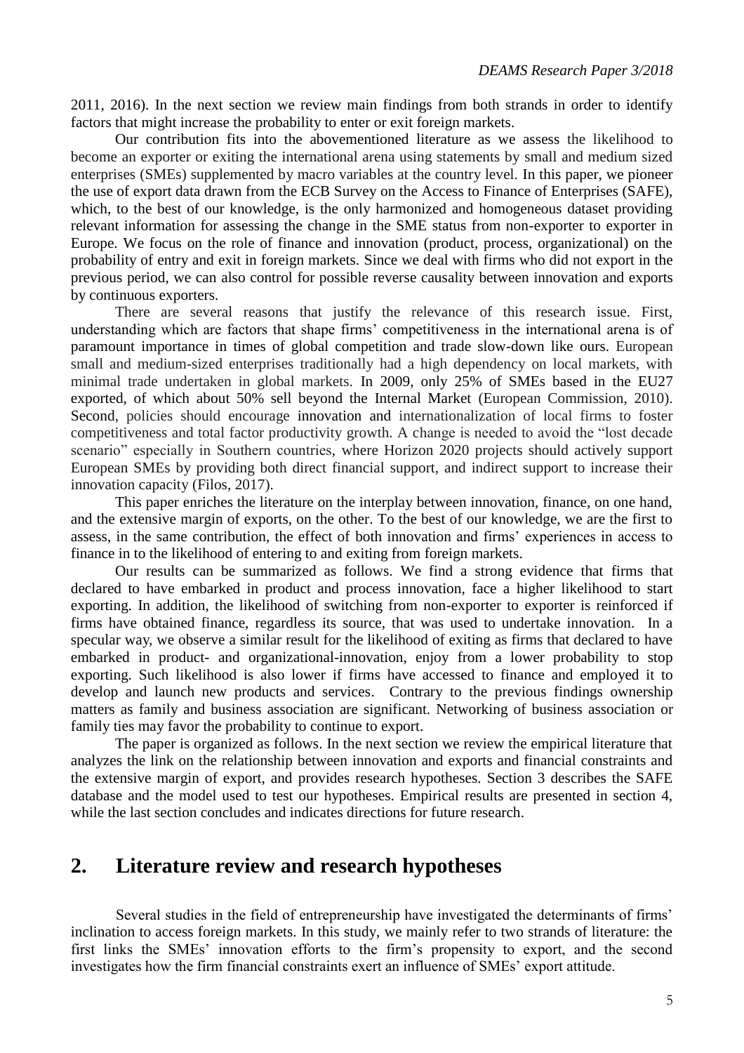2011, 2016). In the next section we review main findings from both strands in order to identify factors that might increase the probability to enter or exit foreign markets.

Our contribution fits into the abovementioned literature as we assess the likelihood to become an exporter or exiting the international arena using statements by small and medium sized enterprises (SMEs) supplemented by macro variables at the country level. In this paper, we pioneer the use of export data drawn from the ECB Survey on the Access to Finance of Enterprises (SAFE), which, to the best of our knowledge, is the only harmonized and homogeneous dataset providing relevant information for assessing the change in the SME status from non-exporter to exporter in Europe. We focus on the role of finance and innovation (product, process, organizational) on the probability of entry and exit in foreign markets. Since we deal with firms who did not export in the previous period, we can also control for possible reverse causality between innovation and exports by continuous exporters.

There are several reasons that justify the relevance of this research issue. First, understanding which are factors that shape firms' competitiveness in the international arena is of paramount importance in times of global competition and trade slow-down like ours. European small and medium-sized enterprises traditionally had a high dependency on local markets, with minimal trade undertaken in global markets. In 2009, only 25% of SMEs based in the EU27 exported, of which about 50% sell beyond the Internal Market (European Commission, 2010). Second, policies should encourage innovation and internationalization of local firms to foster competitiveness and total factor productivity growth. A change is needed to avoid the "lost decade scenario" especially in Southern countries, where Horizon 2020 projects should actively support European SMEs by providing both direct financial support, and indirect support to increase their innovation capacity (Filos, 2017).

This paper enriches the literature on the interplay between innovation, finance, on one hand, and the extensive margin of exports, on the other. To the best of our knowledge, we are the first to assess, in the same contribution, the effect of both innovation and firms' experiences in access to finance in to the likelihood of entering to and exiting from foreign markets.

Our results can be summarized as follows. We find a strong evidence that firms that declared to have embarked in product and process innovation, face a higher likelihood to start exporting. In addition, the likelihood of switching from non-exporter to exporter is reinforced if firms have obtained finance, regardless its source, that was used to undertake innovation. In a specular way, we observe a similar result for the likelihood of exiting as firms that declared to have embarked in product- and organizational-innovation, enjoy from a lower probability to stop exporting. Such likelihood is also lower if firms have accessed to finance and employed it to develop and launch new products and services. Contrary to the previous findings ownership matters as family and business association are significant. Networking of business association or family ties may favor the probability to continue to export.

The paper is organized as follows. In the next section we review the empirical literature that analyzes the link on the relationship between innovation and exports and financial constraints and the extensive margin of export, and provides research hypotheses. Section 3 describes the SAFE database and the model used to test our hypotheses. Empirical results are presented in section 4, while the last section concludes and indicates directions for future research.

## 2. Literature review and research hypotheses

Several studies in the field of entrepreneurship have investigated the determinants of firms' inclination to access foreign markets. In this study, we mainly refer to two strands of literature: the first links the SMEs' innovation efforts to the firm's propensity to export, and the second investigates how the firm financial constraints exert an influence of SMEs' export attitude.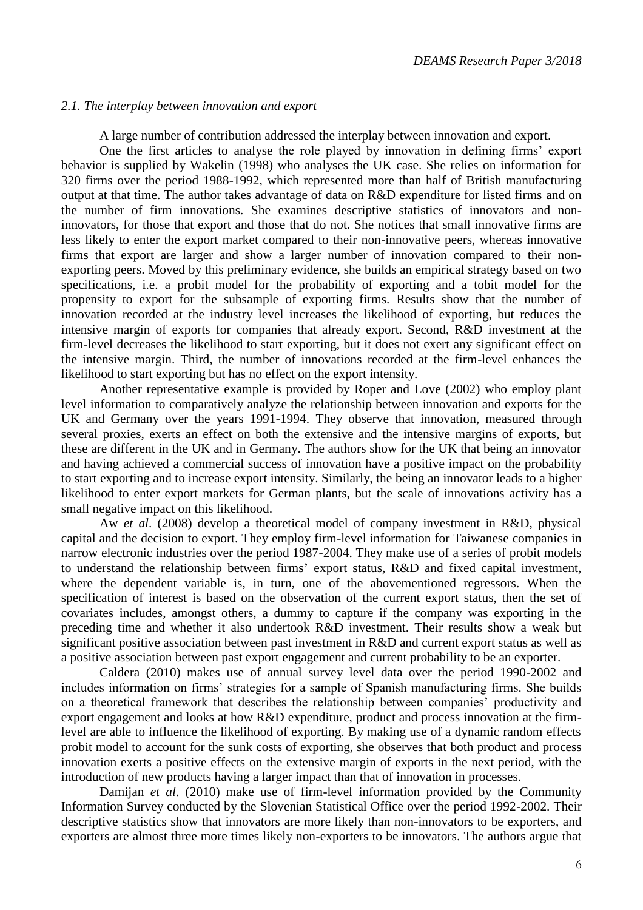### *2.1. The interplay between innovation and export*

A large number of contribution addressed the interplay between innovation and export.

One the first articles to analyse the role played by innovation in defining firms' export behavior is supplied by Wakelin (1998) who analyses the UK case. She relies on information for 320 firms over the period 1988-1992, which represented more than half of British manufacturing output at that time. The author takes advantage of data on R&D expenditure for listed firms and on the number of firm innovations. She examines descriptive statistics of innovators and non-innovators, for those that export and those that do not. She notices that small innovative firms are less likely to enter the export market compared to their non-innovative peers, whereas innovative firms that export are larger and show a larger number of innovation compared to their non-exporting peers. Moved by this preliminary evidence, she builds an empirical strategy based on two specifications, i.e. a probit model for the probability of exporting and a tobit model for the propensity to export for the subsample of exporting firms. Results show that the number of innovation recorded at the industry level increases the likelihood of exporting, but reduces the intensive margin of exports for companies that already export. Second, R&D investment at the firm-level decreases the likelihood to start exporting, but it does not exert any significant effect on the intensive margin. Third, the number of innovations recorded at the firm-level enhances the likelihood to start exporting but has no effect on the export intensity.

Another representative example is provided by Roper and Love (2002) who employ plant level information to comparatively analyze the relationship between innovation and exports for the UK and Germany over the years 1991-1994. They observe that innovation, measured through several proxies, exerts an effect on both the extensive and the intensive margins of exports, but these are different in the UK and in Germany. The authors show for the UK that being an innovator and having achieved a commercial success of innovation have a positive impact on the probability to start exporting and to increase export intensity. Similarly, the being an innovator leads to a higher likelihood to enter export markets for German plants, but the scale of innovations activity has a small negative impact on this likelihood.

Aw *et al*. (2008) develop a theoretical model of company investment in R&D, physical capital and the decision to export. They employ firm-level information for Taiwanese companies in narrow electronic industries over the period 1987-2004. They make use of a series of probit models to understand the relationship between firms' export status, R&D and fixed capital investment, where the dependent variable is, in turn, one of the abovementioned regressors. When the specification of interest is based on the observation of the current export status, then the set of covariates includes, amongst others, a dummy to capture if the company was exporting in the preceding time and whether it also undertook R&D investment. Their results show a weak but significant positive association between past investment in R&D and current export status as well as a positive association between past export engagement and current probability to be an exporter.

Caldera (2010) makes use of annual survey level data over the period 1990-2002 and includes information on firms' strategies for a sample of Spanish manufacturing firms. She builds on a theoretical framework that describes the relationship between companies' productivity and export engagement and looks at how R&D expenditure, product and process innovation at the firm-level are able to influence the likelihood of exporting. By making use of a dynamic random effects probit model to account for the sunk costs of exporting, she observes that both product and process innovation exerts a positive effects on the extensive margin of exports in the next period, with the introduction of new products having a larger impact than that of innovation in processes.

Damijan *et al*. (2010) make use of firm-level information provided by the Community Information Survey conducted by the Slovenian Statistical Office over the period 1992-2002. Their descriptive statistics show that innovators are more likely than non-innovators to be exporters, and exporters are almost three more times likely non-exporters to be innovators. The authors argue that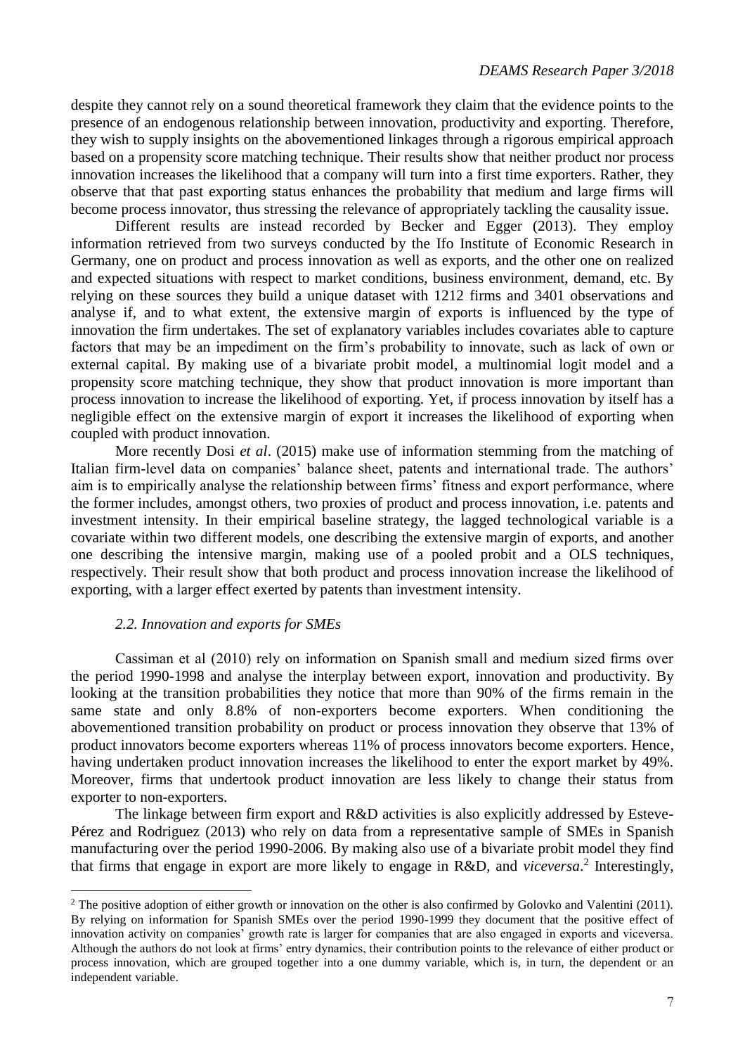despite they cannot rely on a sound theoretical framework they claim that the evidence points to the presence of an endogenous relationship between innovation, productivity and exporting. Therefore, they wish to supply insights on the abovementioned linkages through a rigorous empirical approach based on a propensity score matching technique. Their results show that neither product nor process innovation increases the likelihood that a company will turn into a first time exporters. Rather, they observe that that past exporting status enhances the probability that medium and large firms will become process innovator, thus stressing the relevance of appropriately tackling the causality issue.

Different results are instead recorded by Becker and Egger (2013). They employ information retrieved from two surveys conducted by the Ifo Institute of Economic Research in Germany, one on product and process innovation as well as exports, and the other one on realized and expected situations with respect to market conditions, business environment, demand, etc. By relying on these sources they build a unique dataset with 1212 firms and 3401 observations and analyse if, and to what extent, the extensive margin of exports is influenced by the type of innovation the firm undertakes. The set of explanatory variables includes covariates able to capture factors that may be an impediment on the firm's probability to innovate, such as lack of own or external capital. By making use of a bivariate probit model, a multinomial logit model and a propensity score matching technique, they show that product innovation is more important than process innovation to increase the likelihood of exporting. Yet, if process innovation by itself has a negligible effect on the extensive margin of export it increases the likelihood of exporting when coupled with product innovation.

More recently Dosi *et al*. (2015) make use of information stemming from the matching of Italian firm-level data on companies' balance sheet, patents and international trade. The authors' aim is to empirically analyse the relationship between firms' fitness and export performance, where the former includes, amongst others, two proxies of product and process innovation, i.e. patents and investment intensity. In their empirical baseline strategy, the lagged technological variable is a covariate within two different models, one describing the extensive margin of exports, and another one describing the intensive margin, making use of a pooled probit and a OLS techniques, respectively. Their result show that both product and process innovation increase the likelihood of exporting, with a larger effect exerted by patents than investment intensity.

### *2.2. Innovation and exports for SMEs*

Cassiman et al (2010) rely on information on Spanish small and medium sized firms over the period 1990-1998 and analyse the interplay between export, innovation and productivity. By looking at the transition probabilities they notice that more than 90% of the firms remain in the same state and only 8.8% of non-exporters become exporters. When conditioning the abovementioned transition probability on product or process innovation they observe that 13% of product innovators become exporters whereas 11% of process innovators become exporters. Hence, having undertaken product innovation increases the likelihood to enter the export market by 49%. Moreover, firms that undertook product innovation are less likely to change their status from exporter to non-exporters.

The linkage between firm export and R&D activities is also explicitly addressed by Esteve-Pérez and Rodriguez (2013) who rely on data from a representative sample of SMEs in Spanish manufacturing over the period 1990-2006. By making also use of a bivariate probit model they find that firms that engage in export are more likely to engage in R&D, and *viceversa*.[2] Interestingly,

[2] The positive adoption of either growth or innovation on the other is also confirmed by Golovko and Valentini (2011). By relying on information for Spanish SMEs over the period 1990-1999 they document that the positive effect of innovation activity on companies' growth rate is larger for companies that are also engaged in exports and viceversa. Although the authors do not look at firms' entry dynamics, their contribution points to the relevance of either product or process innovation, which are grouped together into a one dummy variable, which is, in turn, the dependent or an independent variable.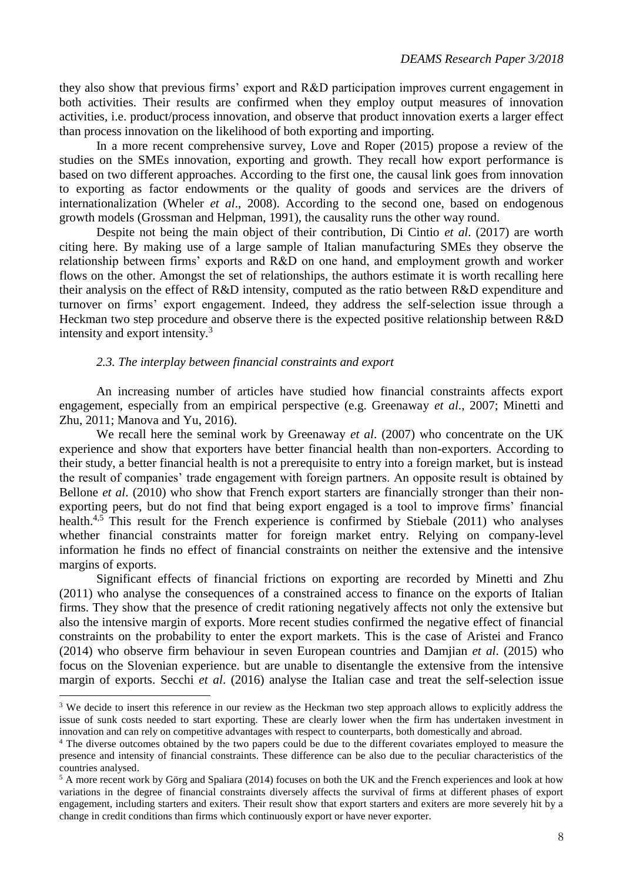they also show that previous firms' export and R&D participation improves current engagement in both activities. Their results are confirmed when they employ output measures of innovation activities, i.e. product/process innovation, and observe that product innovation exerts a larger effect than process innovation on the likelihood of both exporting and importing.

In a more recent comprehensive survey, Love and Roper (2015) propose a review of the studies on the SMEs innovation, exporting and growth. They recall how export performance is based on two different approaches. According to the first one, the causal link goes from innovation to exporting as factor endowments or the quality of goods and services are the drivers of internationalization (Wheler *et al*., 2008). According to the second one, based on endogenous growth models (Grossman and Helpman, 1991), the causality runs the other way round.

Despite not being the main object of their contribution, Di Cintio *et al*. (2017) are worth citing here. By making use of a large sample of Italian manufacturing SMEs they observe the relationship between firms' exports and R&D on one hand, and employment growth and worker flows on the other. Amongst the set of relationships, the authors estimate it is worth recalling here their analysis on the effect of R&D intensity, computed as the ratio between R&D expenditure and turnover on firms' export engagement. Indeed, they address the self-selection issue through a Heckman two step procedure and observe there is the expected positive relationship between R&D intensity and export intensity.[3]

### *2.3. The interplay between financial constraints and export*

An increasing number of articles have studied how financial constraints affects export engagement, especially from an empirical perspective (e.g. Greenaway *et al*., 2007; Minetti and Zhu, 2011; Manova and Yu, 2016).

We recall here the seminal work by Greenaway *et al*. (2007) who concentrate on the UK experience and show that exporters have better financial health than non-exporters. According to their study, a better financial health is not a prerequisite to entry into a foreign market, but is instead the result of companies' trade engagement with foreign partners. An opposite result is obtained by Bellone *et al*. (2010) who show that French export starters are financially stronger than their non-exporting peers, but do not find that being export engaged is a tool to improve firms' financial health.[4,5] This result for the French experience is confirmed by Stiebale (2011) who analyses whether financial constraints matter for foreign market entry. Relying on company-level information he finds no effect of financial constraints on neither the extensive and the intensive margins of exports.

Significant effects of financial frictions on exporting are recorded by Minetti and Zhu (2011) who analyse the consequences of a constrained access to finance on the exports of Italian firms. They show that the presence of credit rationing negatively affects not only the extensive but also the intensive margin of exports. More recent studies confirmed the negative effect of financial constraints on the probability to enter the export markets. This is the case of Aristei and Franco (2014) who observe firm behaviour in seven European countries and Damjian *et al*. (2015) who focus on the Slovenian experience. but are unable to disentangle the extensive from the intensive margin of exports. Secchi *et al*. (2016) analyse the Italian case and treat the self-selection issue

---

[3] We decide to insert this reference in our review as the Heckman two step approach allows to explicitly address the issue of sunk costs needed to start exporting. These are clearly lower when the firm has undertaken investment in innovation and can rely on competitive advantages with respect to counterparts, both domestically and abroad.

[4] The diverse outcomes obtained by the two papers could be due to the different covariates employed to measure the presence and intensity of financial constraints. These difference can be also due to the peculiar characteristics of the countries analysed.

[5] A more recent work by Görg and Spaliara (2014) focuses on both the UK and the French experiences and look at how variations in the degree of financial constraints diversely affects the survival of firms at different phases of export engagement, including starters and exiters. Their result show that export starters and exiters are more severely hit by a change in credit conditions than firms which continuously export or have never exporter.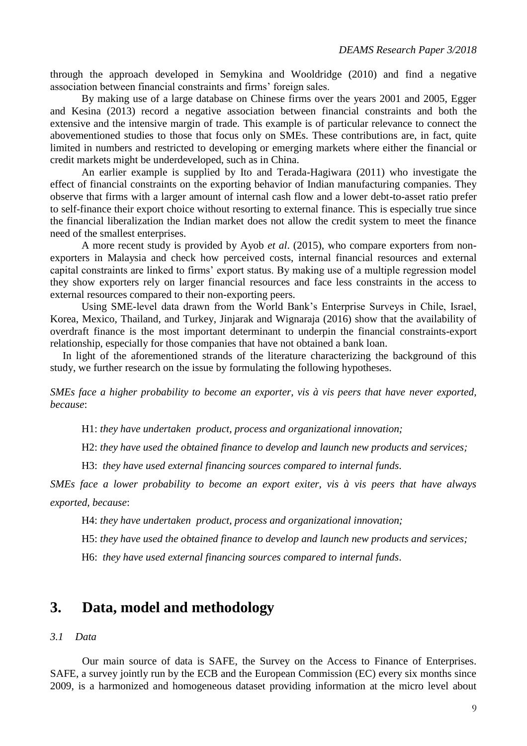through the approach developed in Semykina and Wooldridge (2010) and find a negative association between financial constraints and firms' foreign sales.

By making use of a large database on Chinese firms over the years 2001 and 2005, Egger and Kesina (2013) record a negative association between financial constraints and both the extensive and the intensive margin of trade. This example is of particular relevance to connect the abovementioned studies to those that focus only on SMEs. These contributions are, in fact, quite limited in numbers and restricted to developing or emerging markets where either the financial or credit markets might be underdeveloped, such as in China.

An earlier example is supplied by Ito and Terada-Hagiwara (2011) who investigate the effect of financial constraints on the exporting behavior of Indian manufacturing companies. They observe that firms with a larger amount of internal cash flow and a lower debt-to-asset ratio prefer to self-finance their export choice without resorting to external finance. This is especially true since the financial liberalization the Indian market does not allow the credit system to meet the finance need of the smallest enterprises.

A more recent study is provided by Ayob *et al*. (2015), who compare exporters from non-exporters in Malaysia and check how perceived costs, internal financial resources and external capital constraints are linked to firms' export status. By making use of a multiple regression model they show exporters rely on larger financial resources and face less constraints in the access to external resources compared to their non-exporting peers.

Using SME-level data drawn from the World Bank's Enterprise Surveys in Chile, Israel, Korea, Mexico, Thailand, and Turkey, Jinjarak and Wignaraja (2016) show that the availability of overdraft finance is the most important determinant to underpin the financial constraints-export relationship, especially for those companies that have not obtained a bank loan.

In light of the aforementioned strands of the literature characterizing the background of this study, we further research on the issue by formulating the following hypotheses.

*SMEs face a higher probability to become an exporter, vis à vis peers that have never exported, because*:

H1: *they have undertaken product, process and organizational innovation;*

H2: *they have used the obtained finance to develop and launch new products and services;*

H3: *they have used external financing sources compared to internal funds*.

*SMEs face a lower probability to become an export exiter, vis à vis peers that have always exported, because*:

H4: *they have undertaken product, process and organizational innovation;*

H5: *they have used the obtained finance to develop and launch new products and services;*

H6: *they have used external financing sources compared to internal funds*.

## 3. Data, model and methodology

### *3.1 Data*

Our main source of data is SAFE, the Survey on the Access to Finance of Enterprises. SAFE, a survey jointly run by the ECB and the European Commission (EC) every six months since 2009, is a harmonized and homogeneous dataset providing information at the micro level about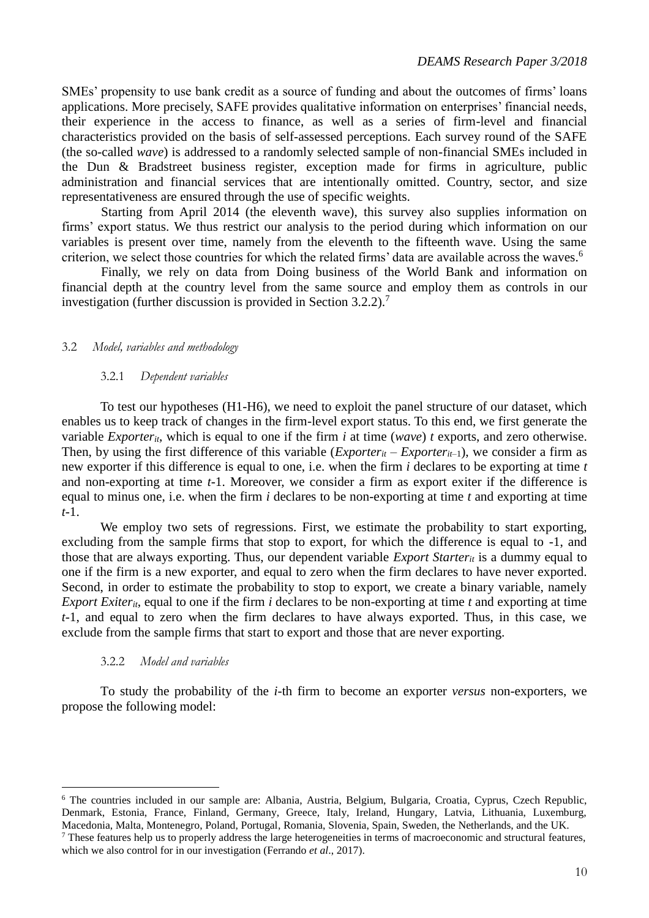SMEs' propensity to use bank credit as a source of funding and about the outcomes of firms' loans applications. More precisely, SAFE provides qualitative information on enterprises' financial needs, their experience in the access to finance, as well as a series of firm-level and financial characteristics provided on the basis of self-assessed perceptions. Each survey round of the SAFE (the so-called *wave*) is addressed to a randomly selected sample of non-financial SMEs included in the Dun & Bradstreet business register, exception made for firms in agriculture, public administration and financial services that are intentionally omitted. Country, sector, and size representativeness are ensured through the use of specific weights.

Starting from April 2014 (the eleventh wave), this survey also supplies information on firms' export status. We thus restrict our analysis to the period during which information on our variables is present over time, namely from the eleventh to the fifteenth wave. Using the same criterion, we select those countries for which the related firms' data are available across the waves.[6]

Finally, we rely on data from Doing business of the World Bank and information on financial depth at the country level from the same source and employ them as controls in our investigation (further discussion is provided in Section 3.2.2).[7]

## 3.2 *Model, variables and methodology*

### 3.2.1 *Dependent variables*

To test our hypotheses (H1-H6), we need to exploit the panel structure of our dataset, which enables us to keep track of changes in the firm-level export status. To this end, we first generate the variable $Exporter_{it}$, which is equal to one if the firm $i$ at time (*wave*) $t$ exports, and zero otherwise. Then, by using the first difference of this variable ($Exporter_{it} - Exporter_{it-1}$), we consider a firm as new exporter if this difference is equal to one, i.e. when the firm $i$ declares to be exporting at time $t$ and non-exporting at time $t$-1. Moreover, we consider a firm as export exiter if the difference is equal to minus one, i.e. when the firm $i$ declares to be non-exporting at time $t$ and exporting at time $t$-1.

We employ two sets of regressions. First, we estimate the probability to start exporting, excluding from the sample firms that stop to export, for which the difference is equal to -1, and those that are always exporting. Thus, our dependent variable $Export\ Starter_{it}$ is a dummy equal to one if the firm is a new exporter, and equal to zero when the firm declares to have never exported. Second, in order to estimate the probability to stop to export, we create a binary variable, namely $Export\ Exiter_{it}$, equal to one if the firm $i$ declares to be non-exporting at time $t$ and exporting at time $t$-1, and equal to zero when the firm declares to have always exported. Thus, in this case, we exclude from the sample firms that start to export and those that are never exporting.

### 3.2.2 *Model and variables*

To study the probability of the $i$-th firm to become an exporter *versus* non-exporters, we propose the following model:

---

[6] The countries included in our sample are: Albania, Austria, Belgium, Bulgaria, Croatia, Cyprus, Czech Republic, Denmark, Estonia, France, Finland, Germany, Greece, Italy, Ireland, Hungary, Latvia, Lithuania, Luxemburg, Macedonia, Malta, Montenegro, Poland, Portugal, Romania, Slovenia, Spain, Sweden, the Netherlands, and the UK.

[7] These features help us to properly address the large heterogeneities in terms of macroeconomic and structural features, which we also control for in our investigation (Ferrando *et al*., 2017).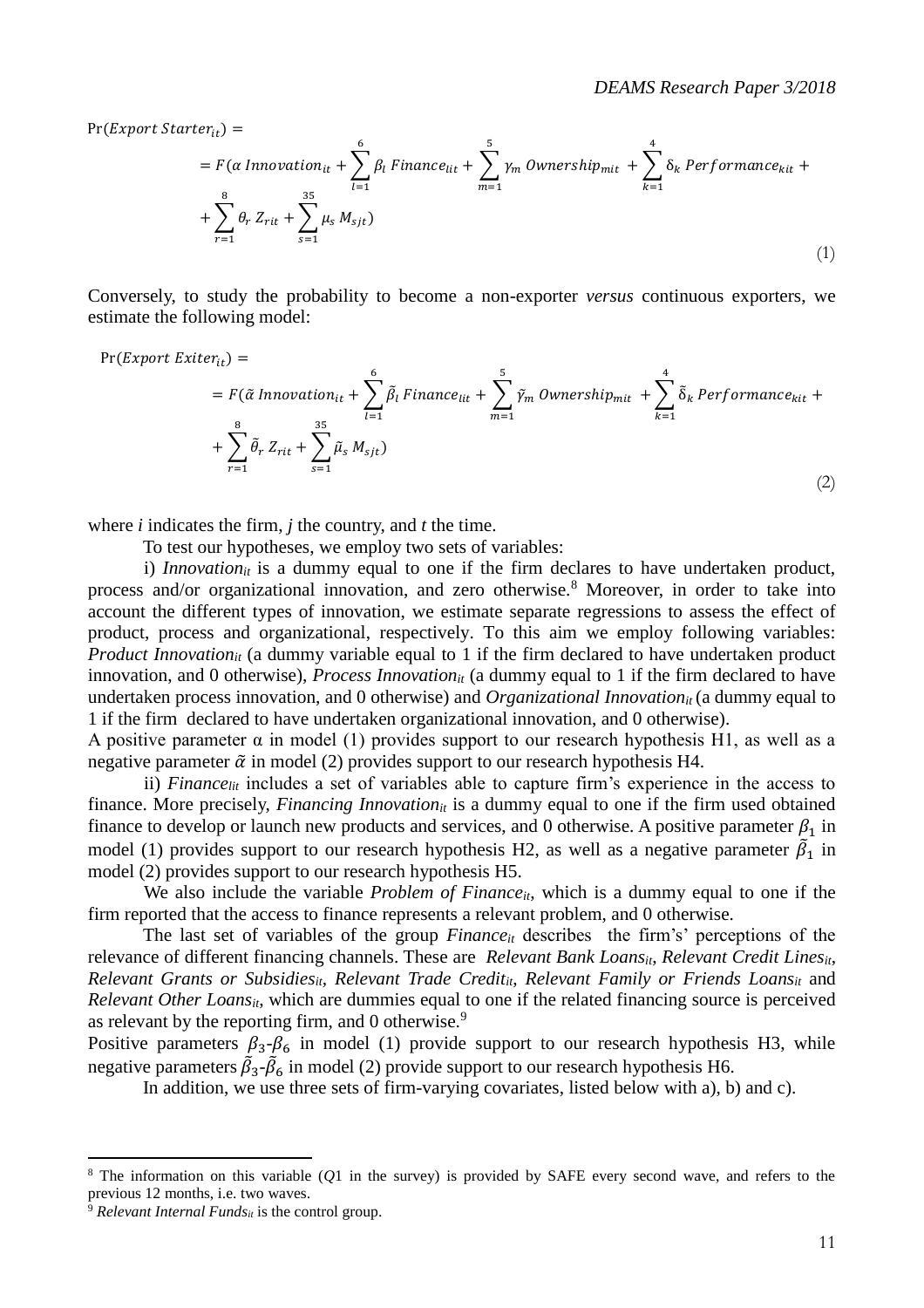$$\Pr(Export\ Starter_{it}) =$$

$$= F(\alpha\ Innovation_{it} + \sum_{l=1}^{6} \beta_l\ Finance_{lit} + \sum_{m=1}^{5} \gamma_m\ Ownership_{mit} + \sum_{k=1}^{4} \delta_k\ Performance_{kit} + \sum_{r=1}^{8} \theta_r\ Z_{rit} + \sum_{s=1}^{35} \mu_s\ M_{sjt}) \quad (1)$$

Conversely, to study the probability to become a non-exporter *versus* continuous exporters, we estimate the following model:

$$\Pr(Export\ Exiter_{it}) =$$

$$= F(\tilde{\alpha}\ Innovation_{it} + \sum_{l=1}^{6} \tilde{\beta}_l\ Finance_{lit} + \sum_{m=1}^{5} \tilde{\gamma}_m\ Ownership_{mit} + \sum_{k=1}^{4} \tilde{\delta}_k\ Performance_{kit} + \sum_{r=1}^{8} \tilde{\theta}_r\ Z_{rit} + \sum_{s=1}^{35} \tilde{\mu}_s\ M_{sjt}) \quad (2)$$

where *i* indicates the firm, *j* the country, and *t* the time.

To test our hypotheses, we employ two sets of variables:

i) $Innovation_{it}$ is a dummy equal to one if the firm declares to have undertaken product, process and/or organizational innovation, and zero otherwise.[8] Moreover, in order to take into account the different types of innovation, we estimate separate regressions to assess the effect of product, process and organizational, respectively. To this aim we employ following variables: $Product\ Innovation_{it}$ (a dummy variable equal to 1 if the firm declared to have undertaken product innovation, and 0 otherwise), $Process\ Innovation_{it}$ (a dummy equal to 1 if the firm declared to have undertaken process innovation, and 0 otherwise) and $Organizational\ Innovation_{it}$ (a dummy equal to 1 if the firm declared to have undertaken organizational innovation, and 0 otherwise).

A positive parameter α in model (1) provides support to our research hypothesis H1, as well as a negative parameter $\tilde{\alpha}$ in model (2) provides support to our research hypothesis H4.

ii) $Finance_{lit}$ includes a set of variables able to capture firm's experience in the access to finance. More precisely, $Financing\ Innovation_{it}$ is a dummy equal to one if the firm used obtained finance to develop or launch new products and services, and 0 otherwise. A positive parameter $\beta_1$ in model (1) provides support to our research hypothesis H2, as well as a negative parameter $\tilde{\beta}_1$ in model (2) provides support to our research hypothesis H5.

We also include the variable $Problem\ of\ Finance_{it}$, which is a dummy equal to one if the firm reported that the access to finance represents a relevant problem, and 0 otherwise.

The last set of variables of the group $Finance_{it}$ describes the firm's' perceptions of the relevance of different financing channels. These are $Relevant\ Bank\ Loans_{it}$, $Relevant\ Credit\ Lines_{it}$, $Relevant\ Grants\ or\ Subsidies_{it}$, $Relevant\ Trade\ Credit_{it}$, $Relevant\ Family\ or\ Friends\ Loans_{it}$ and $Relevant\ Other\ Loans_{it}$, which are dummies equal to one if the related financing source is perceived as relevant by the reporting firm, and 0 otherwise.[9]

Positive parameters $\beta_3$-$\beta_6$ in model (1) provide support to our research hypothesis H3, while negative parameters $\tilde{\beta}_3$-$\tilde{\beta}_6$ in model (2) provide support to our research hypothesis H6.

In addition, we use three sets of firm-varying covariates, listed below with a), b) and c).

---

[8] The information on this variable (*Q*1 in the survey) is provided by SAFE every second wave, and refers to the previous 12 months, i.e. two waves.

[9] $Relevant\ Internal\ Funds_{it}$ is the control group.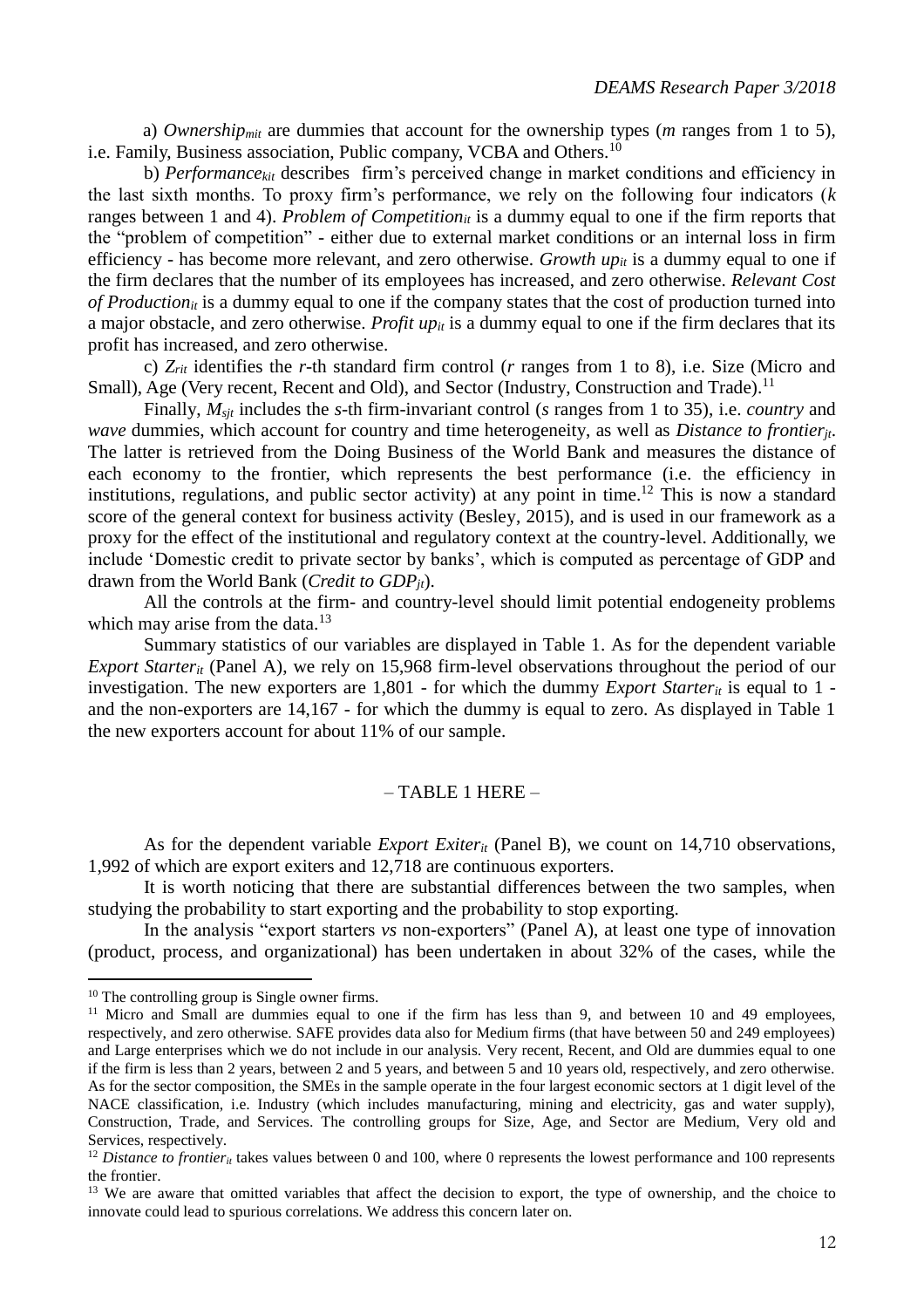a) $Ownership_{mit}$ are dummies that account for the ownership types ($m$ ranges from 1 to 5), i.e. Family, Business association, Public company, VCBA and Others.[10]

b) $Performance_{kit}$ describes firm's perceived change in market conditions and efficiency in the last sixth months. To proxy firm's performance, we rely on the following four indicators ($k$ ranges between 1 and 4). $Problem\ of\ Competition_{it}$ is a dummy equal to one if the firm reports that the "problem of competition" - either due to external market conditions or an internal loss in firm efficiency - has become more relevant, and zero otherwise. $Growth\ up_{it}$ is a dummy equal to one if the firm declares that the number of its employees has increased, and zero otherwise. $Relevant\ Cost\ of\ Production_{it}$ is a dummy equal to one if the company states that the cost of production turned into a major obstacle, and zero otherwise. $Profit\ up_{it}$ is a dummy equal to one if the firm declares that its profit has increased, and zero otherwise.

c) $Z_{rit}$ identifies the $r$-th standard firm control ($r$ ranges from 1 to 8), i.e. Size (Micro and Small), Age (Very recent, Recent and Old), and Sector (Industry, Construction and Trade).[11]

Finally, $M_{sjt}$ includes the $s$-th firm-invariant control ($s$ ranges from 1 to 35), i.e. *country* and *wave* dummies, which account for country and time heterogeneity, as well as $Distance\ to\ frontier_{jt}$. The latter is retrieved from the Doing Business of the World Bank and measures the distance of each economy to the frontier, which represents the best performance (i.e. the efficiency in institutions, regulations, and public sector activity) at any point in time.[12] This is now a standard score of the general context for business activity (Besley, 2015), and is used in our framework as a proxy for the effect of the institutional and regulatory context at the country-level. Additionally, we include 'Domestic credit to private sector by banks', which is computed as percentage of GDP and drawn from the World Bank ($Credit\ to\ GDP_{jt}$).

All the controls at the firm- and country-level should limit potential endogeneity problems which may arise from the data.[13]

Summary statistics of our variables are displayed in Table 1. As for the dependent variable $Export\ Starter_{it}$ (Panel A), we rely on 15,968 firm-level observations throughout the period of our investigation. The new exporters are 1,801 - for which the dummy $Export\ Starter_{it}$ is equal to 1 - and the non-exporters are 14,167 - for which the dummy is equal to zero. As displayed in Table 1 the new exporters account for about 11% of our sample.

– TABLE 1 HERE –

As for the dependent variable $Export\ Exiter_{it}$ (Panel B), we count on 14,710 observations, 1,992 of which are export exiters and 12,718 are continuous exporters.

It is worth noticing that there are substantial differences between the two samples, when studying the probability to start exporting and the probability to stop exporting.

In the analysis "export starters *vs* non-exporters" (Panel A), at least one type of innovation (product, process, and organizational) has been undertaken in about 32% of the cases, while the

---

[10] The controlling group is Single owner firms.

[11] Micro and Small are dummies equal to one if the firm has less than 9, and between 10 and 49 employees, respectively, and zero otherwise. SAFE provides data also for Medium firms (that have between 50 and 249 employees) and Large enterprises which we do not include in our analysis. Very recent, Recent, and Old are dummies equal to one if the firm is less than 2 years, between 2 and 5 years, and between 5 and 10 years old, respectively, and zero otherwise. As for the sector composition, the SMEs in the sample operate in the four largest economic sectors at 1 digit level of the NACE classification, i.e. Industry (which includes manufacturing, mining and electricity, gas and water supply), Construction, Trade, and Services. The controlling groups for Size, Age, and Sector are Medium, Very old and Services, respectively.

[12] $Distance\ to\ frontier_{it}$ takes values between 0 and 100, where 0 represents the lowest performance and 100 represents the frontier.

[13] We are aware that omitted variables that affect the decision to export, the type of ownership, and the choice to innovate could lead to spurious correlations. We address this concern later on.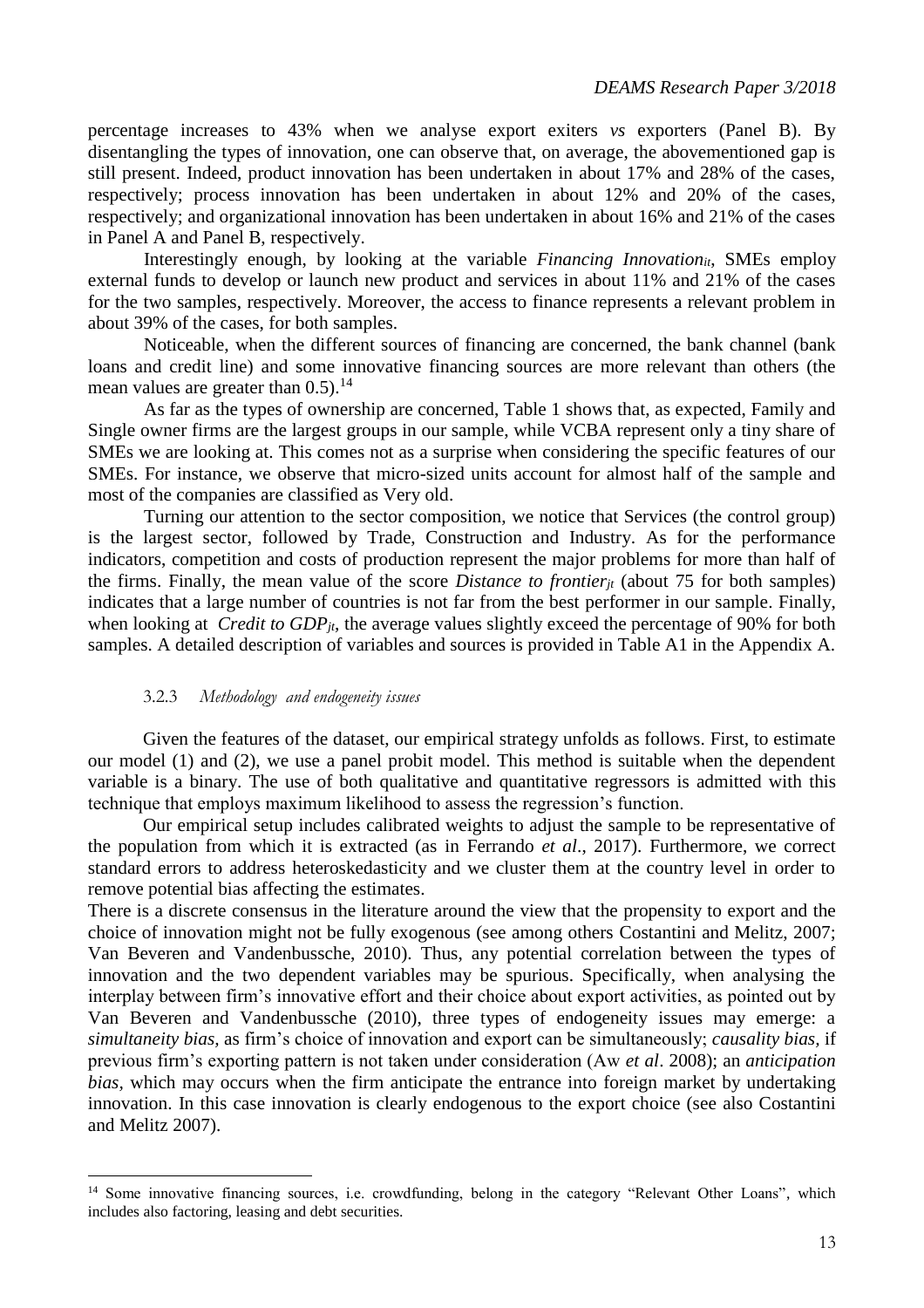percentage increases to 43% when we analyse export exiters *vs* exporters (Panel B). By disentangling the types of innovation, one can observe that, on average, the abovementioned gap is still present. Indeed, product innovation has been undertaken in about 17% and 28% of the cases, respectively; process innovation has been undertaken in about 12% and 20% of the cases, respectively; and organizational innovation has been undertaken in about 16% and 21% of the cases in Panel A and Panel B, respectively.

Interestingly enough, by looking at the variable *Financing Innovation$_{it}$*, SMEs employ external funds to develop or launch new product and services in about 11% and 21% of the cases for the two samples, respectively. Moreover, the access to finance represents a relevant problem in about 39% of the cases, for both samples.

Noticeable, when the different sources of financing are concerned, the bank channel (bank loans and credit line) and some innovative financing sources are more relevant than others (the mean values are greater than 0.5).[14]

As far as the types of ownership are concerned, Table 1 shows that, as expected, Family and Single owner firms are the largest groups in our sample, while VCBA represent only a tiny share of SMEs we are looking at. This comes not as a surprise when considering the specific features of our SMEs. For instance, we observe that micro-sized units account for almost half of the sample and most of the companies are classified as Very old.

Turning our attention to the sector composition, we notice that Services (the control group) is the largest sector, followed by Trade, Construction and Industry. As for the performance indicators, competition and costs of production represent the major problems for more than half of the firms. Finally, the mean value of the score *Distance to frontier$_{jt}$* (about 75 for both samples) indicates that a large number of countries is not far from the best performer in our sample. Finally, when looking at *Credit to GDP$_{jt}$*, the average values slightly exceed the percentage of 90% for both samples. A detailed description of variables and sources is provided in Table A1 in the Appendix A.

### 3.2.3 *Methodology and endogeneity issues*

Given the features of the dataset, our empirical strategy unfolds as follows. First, to estimate our model (1) and (2), we use a panel probit model. This method is suitable when the dependent variable is a binary. The use of both qualitative and quantitative regressors is admitted with this technique that employs maximum likelihood to assess the regression's function.

Our empirical setup includes calibrated weights to adjust the sample to be representative of the population from which it is extracted (as in Ferrando *et al*., 2017). Furthermore, we correct standard errors to address heteroskedasticity and we cluster them at the country level in order to remove potential bias affecting the estimates.

There is a discrete consensus in the literature around the view that the propensity to export and the choice of innovation might not be fully exogenous (see among others Costantini and Melitz, 2007; Van Beveren and Vandenbussche, 2010). Thus, any potential correlation between the types of innovation and the two dependent variables may be spurious. Specifically, when analysing the interplay between firm's innovative effort and their choice about export activities, as pointed out by Van Beveren and Vandenbussche (2010), three types of endogeneity issues may emerge: a *simultaneity bias,* as firm's choice of innovation and export can be simultaneously; *causality bias*, if previous firm's exporting pattern is not taken under consideration (Aw *et al*. 2008); an *anticipation bias*, which may occurs when the firm anticipate the entrance into foreign market by undertaking innovation. In this case innovation is clearly endogenous to the export choice (see also Costantini and Melitz 2007).

[14] Some innovative financing sources, i.e. crowdfunding, belong in the category "Relevant Other Loans", which includes also factoring, leasing and debt securities.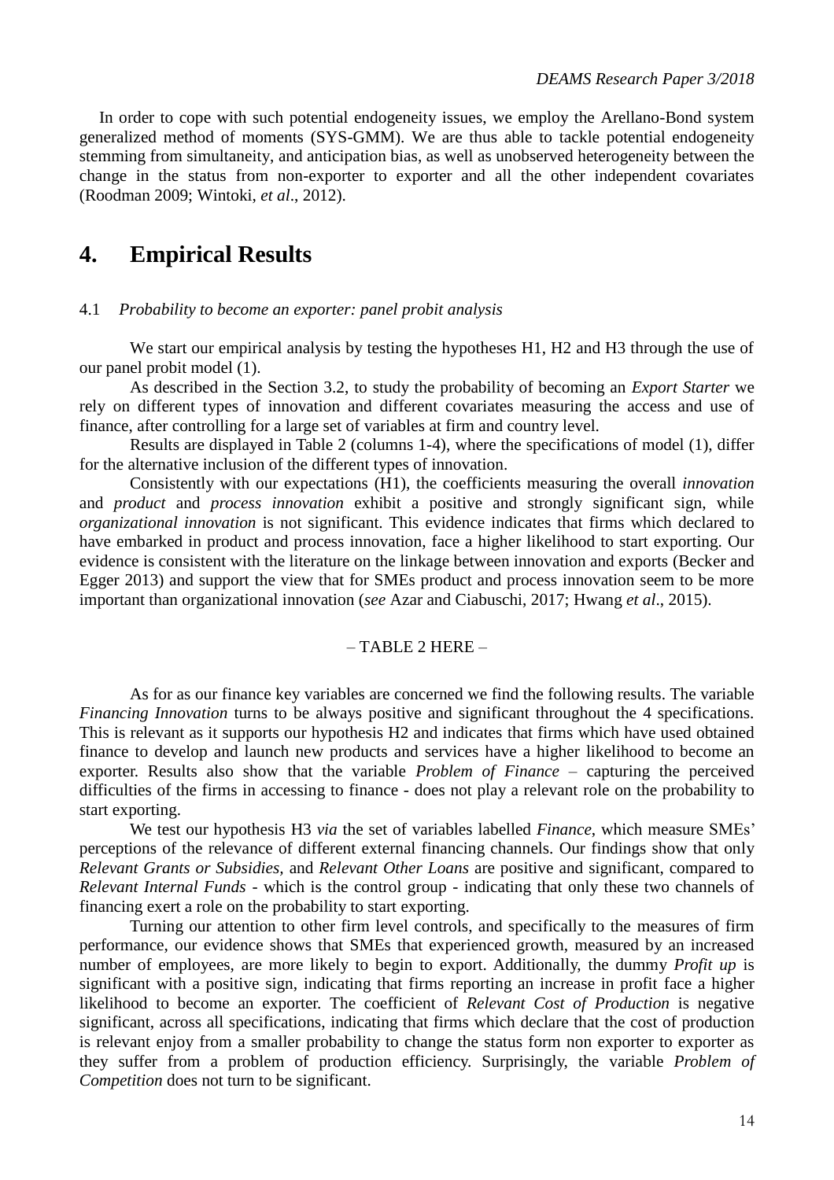In order to cope with such potential endogeneity issues, we employ the Arellano-Bond system generalized method of moments (SYS-GMM). We are thus able to tackle potential endogeneity stemming from simultaneity, and anticipation bias, as well as unobserved heterogeneity between the change in the status from non-exporter to exporter and all the other independent covariates (Roodman 2009; Wintoki, *et al*., 2012).

# 4. Empirical Results

## 4.1 *Probability to become an exporter: panel probit analysis*

We start our empirical analysis by testing the hypotheses H1, H2 and H3 through the use of our panel probit model (1).

As described in the Section 3.2, to study the probability of becoming an *Export Starter* we rely on different types of innovation and different covariates measuring the access and use of finance, after controlling for a large set of variables at firm and country level.

Results are displayed in Table 2 (columns 1-4), where the specifications of model (1), differ for the alternative inclusion of the different types of innovation.

Consistently with our expectations (H1), the coefficients measuring the overall *innovation* and *product* and *process innovation* exhibit a positive and strongly significant sign, while *organizational innovation* is not significant. This evidence indicates that firms which declared to have embarked in product and process innovation, face a higher likelihood to start exporting. Our evidence is consistent with the literature on the linkage between innovation and exports (Becker and Egger 2013) and support the view that for SMEs product and process innovation seem to be more important than organizational innovation (*see* Azar and Ciabuschi, 2017; Hwang *et al*., 2015).

– TABLE 2 HERE –

As for as our finance key variables are concerned we find the following results. The variable *Financing Innovation* turns to be always positive and significant throughout the 4 specifications. This is relevant as it supports our hypothesis H2 and indicates that firms which have used obtained finance to develop and launch new products and services have a higher likelihood to become an exporter. Results also show that the variable *Problem of Finance* – capturing the perceived difficulties of the firms in accessing to finance - does not play a relevant role on the probability to start exporting.

We test our hypothesis H3 *via* the set of variables labelled *Finance*, which measure SMEs' perceptions of the relevance of different external financing channels. Our findings show that only *Relevant Grants or Subsidies*, and *Relevant Other Loans* are positive and significant, compared to *Relevant Internal Funds* - which is the control group - indicating that only these two channels of financing exert a role on the probability to start exporting.

Turning our attention to other firm level controls, and specifically to the measures of firm performance, our evidence shows that SMEs that experienced growth, measured by an increased number of employees, are more likely to begin to export. Additionally, the dummy *Profit up* is significant with a positive sign, indicating that firms reporting an increase in profit face a higher likelihood to become an exporter. The coefficient of *Relevant Cost of Production* is negative significant, across all specifications, indicating that firms which declare that the cost of production is relevant enjoy from a smaller probability to change the status form non exporter to exporter as they suffer from a problem of production efficiency. Surprisingly, the variable *Problem of Competition* does not turn to be significant.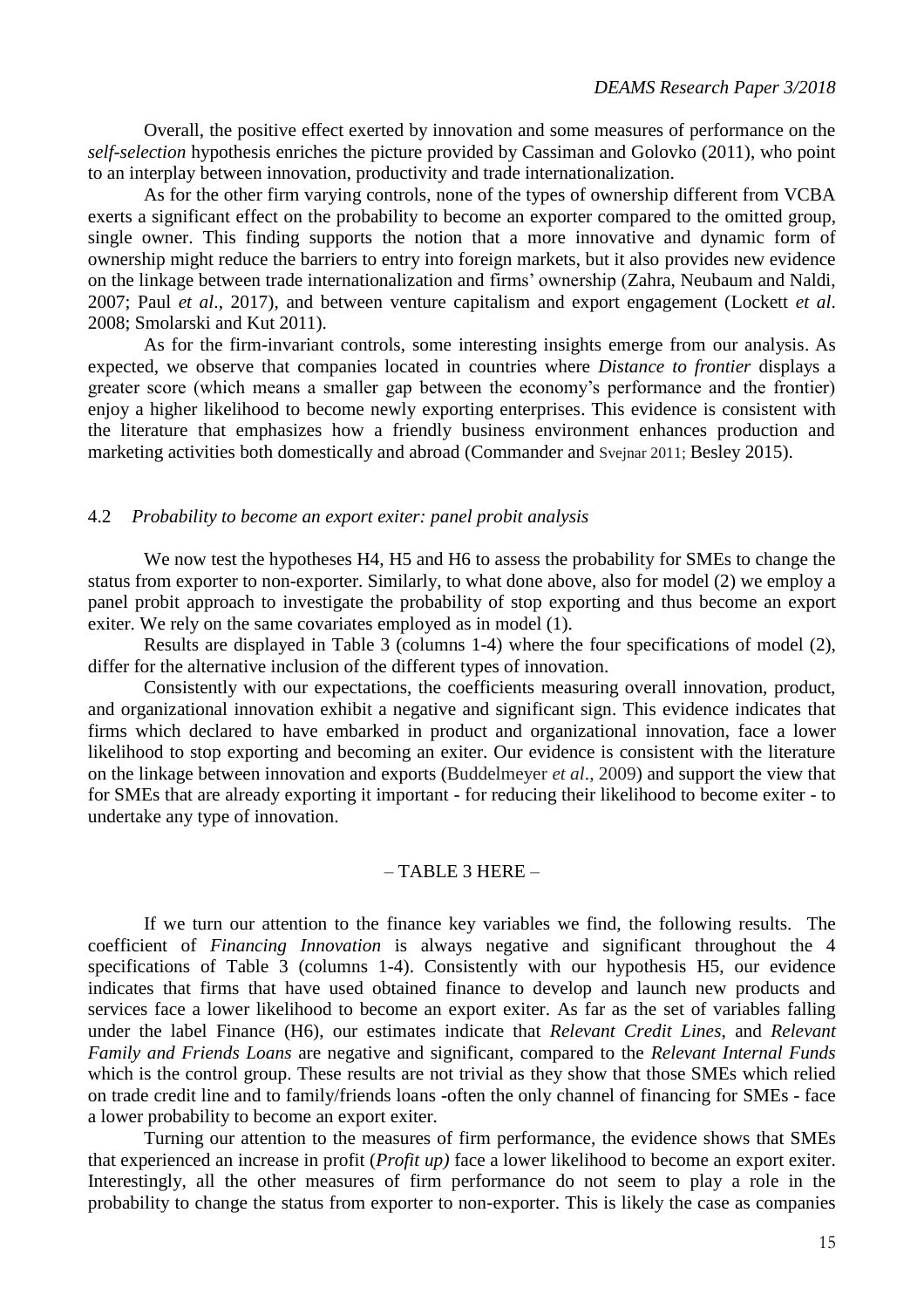Overall, the positive effect exerted by innovation and some measures of performance on the *self-selection* hypothesis enriches the picture provided by Cassiman and Golovko (2011), who point to an interplay between innovation, productivity and trade internationalization.

As for the other firm varying controls, none of the types of ownership different from VCBA exerts a significant effect on the probability to become an exporter compared to the omitted group, single owner. This finding supports the notion that a more innovative and dynamic form of ownership might reduce the barriers to entry into foreign markets, but it also provides new evidence on the linkage between trade internationalization and firms' ownership (Zahra, Neubaum and Naldi, 2007; Paul *et al*., 2017), and between venture capitalism and export engagement (Lockett *et al*. 2008; Smolarski and Kut 2011).

As for the firm-invariant controls, some interesting insights emerge from our analysis. As expected, we observe that companies located in countries where *Distance to frontier* displays a greater score (which means a smaller gap between the economy's performance and the frontier) enjoy a higher likelihood to become newly exporting enterprises. This evidence is consistent with the literature that emphasizes how a friendly business environment enhances production and marketing activities both domestically and abroad (Commander and Svejnar 2011; Besley 2015).

### 4.2 *Probability to become an export exiter: panel probit analysis*

We now test the hypotheses H4, H5 and H6 to assess the probability for SMEs to change the status from exporter to non-exporter. Similarly, to what done above, also for model (2) we employ a panel probit approach to investigate the probability of stop exporting and thus become an export exiter. We rely on the same covariates employed as in model (1).

Results are displayed in Table 3 (columns 1-4) where the four specifications of model (2), differ for the alternative inclusion of the different types of innovation.

Consistently with our expectations, the coefficients measuring overall innovation, product, and organizational innovation exhibit a negative and significant sign. This evidence indicates that firms which declared to have embarked in product and organizational innovation, face a lower likelihood to stop exporting and becoming an exiter. Our evidence is consistent with the literature on the linkage between innovation and exports (Buddelmeyer *et al*., 2009) and support the view that for SMEs that are already exporting it important - for reducing their likelihood to become exiter - to undertake any type of innovation.

– TABLE 3 HERE –

If we turn our attention to the finance key variables we find, the following results. The coefficient of *Financing Innovation* is always negative and significant throughout the 4 specifications of Table 3 (columns 1-4). Consistently with our hypothesis H5, our evidence indicates that firms that have used obtained finance to develop and launch new products and services face a lower likelihood to become an export exiter. As far as the set of variables falling under the label Finance (H6), our estimates indicate that *Relevant Credit Lines*, and *Relevant Family and Friends Loans* are negative and significant, compared to the *Relevant Internal Funds* which is the control group. These results are not trivial as they show that those SMEs which relied on trade credit line and to family/friends loans -often the only channel of financing for SMEs - face a lower probability to become an export exiter.

Turning our attention to the measures of firm performance, the evidence shows that SMEs that experienced an increase in profit (*Profit up)* face a lower likelihood to become an export exiter. Interestingly, all the other measures of firm performance do not seem to play a role in the probability to change the status from exporter to non-exporter. This is likely the case as companies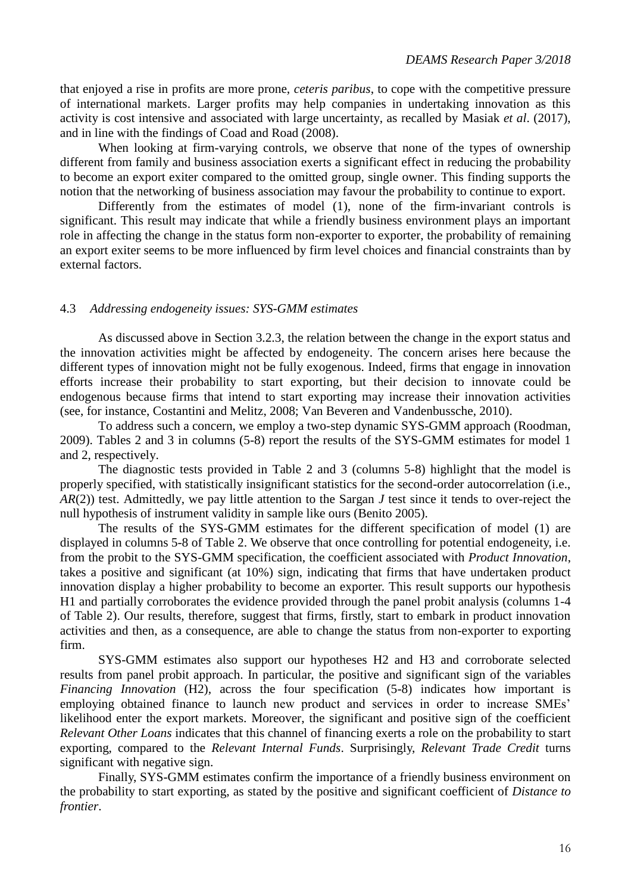that enjoyed a rise in profits are more prone, *ceteris paribus*, to cope with the competitive pressure of international markets. Larger profits may help companies in undertaking innovation as this activity is cost intensive and associated with large uncertainty, as recalled by Masiak *et al*. (2017), and in line with the findings of Coad and Road (2008).

When looking at firm-varying controls, we observe that none of the types of ownership different from family and business association exerts a significant effect in reducing the probability to become an export exiter compared to the omitted group, single owner. This finding supports the notion that the networking of business association may favour the probability to continue to export.

Differently from the estimates of model (1), none of the firm-invariant controls is significant. This result may indicate that while a friendly business environment plays an important role in affecting the change in the status form non-exporter to exporter, the probability of remaining an export exiter seems to be more influenced by firm level choices and financial constraints than by external factors.

### 4.3 *Addressing endogeneity issues: SYS-GMM estimates*

As discussed above in Section 3.2.3, the relation between the change in the export status and the innovation activities might be affected by endogeneity. The concern arises here because the different types of innovation might not be fully exogenous. Indeed, firms that engage in innovation efforts increase their probability to start exporting, but their decision to innovate could be endogenous because firms that intend to start exporting may increase their innovation activities (see, for instance, Costantini and Melitz, 2008; Van Beveren and Vandenbussche, 2010).

To address such a concern, we employ a two-step dynamic SYS-GMM approach (Roodman, 2009). Tables 2 and 3 in columns (5-8) report the results of the SYS-GMM estimates for model 1 and 2, respectively.

The diagnostic tests provided in Table 2 and 3 (columns 5-8) highlight that the model is properly specified, with statistically insignificant statistics for the second-order autocorrelation (i.e., *AR*(2)) test. Admittedly, we pay little attention to the Sargan *J* test since it tends to over-reject the null hypothesis of instrument validity in sample like ours (Benito 2005).

The results of the SYS-GMM estimates for the different specification of model (1) are displayed in columns 5-8 of Table 2. We observe that once controlling for potential endogeneity, i.e. from the probit to the SYS-GMM specification, the coefficient associated with *Product Innovation*, takes a positive and significant (at 10%) sign, indicating that firms that have undertaken product innovation display a higher probability to become an exporter. This result supports our hypothesis H1 and partially corroborates the evidence provided through the panel probit analysis (columns 1-4 of Table 2). Our results, therefore, suggest that firms, firstly, start to embark in product innovation activities and then, as a consequence, are able to change the status from non-exporter to exporting firm.

SYS-GMM estimates also support our hypotheses H2 and H3 and corroborate selected results from panel probit approach. In particular, the positive and significant sign of the variables *Financing Innovation* (H2), across the four specification (5-8) indicates how important is employing obtained finance to launch new product and services in order to increase SMEs' likelihood enter the export markets. Moreover, the significant and positive sign of the coefficient *Relevant Other Loans* indicates that this channel of financing exerts a role on the probability to start exporting, compared to the *Relevant Internal Funds*. Surprisingly, *Relevant Trade Credit* turns significant with negative sign.

Finally, SYS-GMM estimates confirm the importance of a friendly business environment on the probability to start exporting, as stated by the positive and significant coefficient of *Distance to frontier*.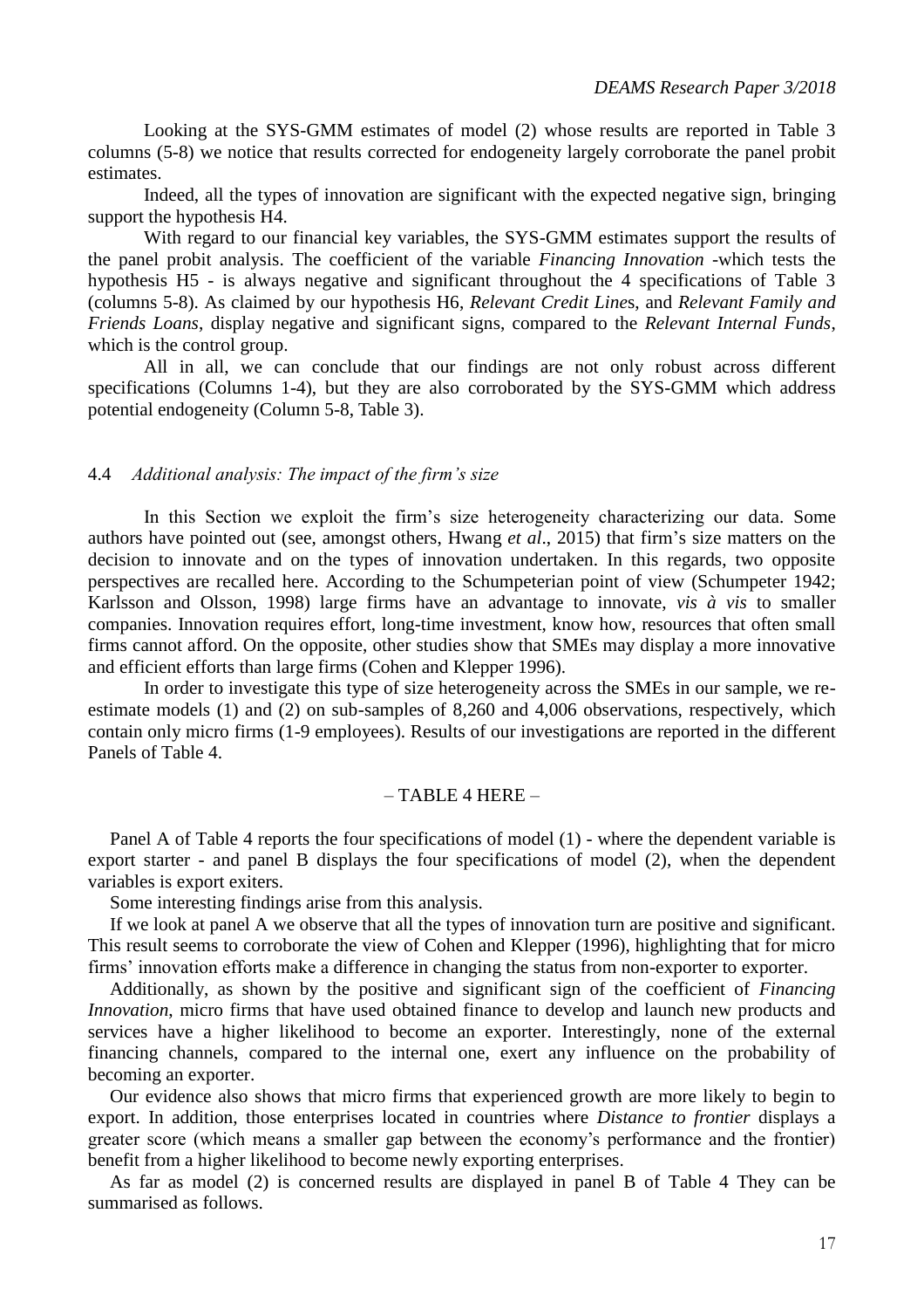Looking at the SYS-GMM estimates of model (2) whose results are reported in Table 3 columns (5-8) we notice that results corrected for endogeneity largely corroborate the panel probit estimates.

Indeed, all the types of innovation are significant with the expected negative sign, bringing support the hypothesis H4.

With regard to our financial key variables, the SYS-GMM estimates support the results of the panel probit analysis. The coefficient of the variable *Financing Innovation* -which tests the hypothesis H5 - is always negative and significant throughout the 4 specifications of Table 3 (columns 5-8). As claimed by our hypothesis H6, *Relevant Credit Line*s, and *Relevant Family and Friends Loans*, display negative and significant signs, compared to the *Relevant Internal Funds*, which is the control group.

All in all, we can conclude that our findings are not only robust across different specifications (Columns 1-4), but they are also corroborated by the SYS-GMM which address potential endogeneity (Column 5-8, Table 3).

### 4.4 *Additional analysis: The impact of the firm's size*

In this Section we exploit the firm's size heterogeneity characterizing our data. Some authors have pointed out (see, amongst others, Hwang *et al*., 2015) that firm's size matters on the decision to innovate and on the types of innovation undertaken. In this regards, two opposite perspectives are recalled here. According to the Schumpeterian point of view (Schumpeter 1942; Karlsson and Olsson, 1998) large firms have an advantage to innovate, *vis à vis* to smaller companies. Innovation requires effort, long-time investment, know how, resources that often small firms cannot afford. On the opposite, other studies show that SMEs may display a more innovative and efficient efforts than large firms (Cohen and Klepper 1996).

In order to investigate this type of size heterogeneity across the SMEs in our sample, we re-estimate models (1) and (2) on sub-samples of 8,260 and 4,006 observations, respectively, which contain only micro firms (1-9 employees). Results of our investigations are reported in the different Panels of Table 4.

– TABLE 4 HERE –

Panel A of Table 4 reports the four specifications of model (1) - where the dependent variable is export starter - and panel B displays the four specifications of model (2), when the dependent variables is export exiters.

Some interesting findings arise from this analysis.

If we look at panel A we observe that all the types of innovation turn are positive and significant. This result seems to corroborate the view of Cohen and Klepper (1996), highlighting that for micro firms' innovation efforts make a difference in changing the status from non-exporter to exporter.

Additionally, as shown by the positive and significant sign of the coefficient of *Financing Innovation*, micro firms that have used obtained finance to develop and launch new products and services have a higher likelihood to become an exporter. Interestingly, none of the external financing channels, compared to the internal one, exert any influence on the probability of becoming an exporter.

Our evidence also shows that micro firms that experienced growth are more likely to begin to export. In addition, those enterprises located in countries where *Distance to frontier* displays a greater score (which means a smaller gap between the economy's performance and the frontier) benefit from a higher likelihood to become newly exporting enterprises.

As far as model (2) is concerned results are displayed in panel B of Table 4 They can be summarised as follows.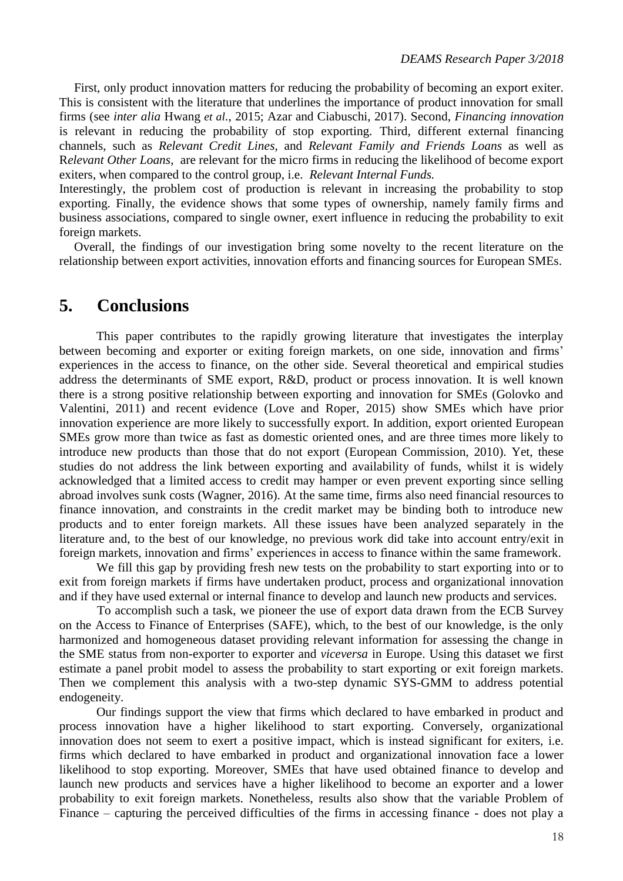First, only product innovation matters for reducing the probability of becoming an export exiter. This is consistent with the literature that underlines the importance of product innovation for small firms (see *inter alia* Hwang *et al*., 2015; Azar and Ciabuschi, 2017). Second, *Financing innovation* is relevant in reducing the probability of stop exporting. Third, different external financing channels, such as *Relevant Credit Lines*, and *Relevant Family and Friends Loans* as well as R*elevant Other Loans*, are relevant for the micro firms in reducing the likelihood of become export exiters, when compared to the control group, i.e. *Relevant Internal Funds.*

Interestingly, the problem cost of production is relevant in increasing the probability to stop exporting. Finally, the evidence shows that some types of ownership, namely family firms and business associations, compared to single owner, exert influence in reducing the probability to exit foreign markets.

Overall, the findings of our investigation bring some novelty to the recent literature on the relationship between export activities, innovation efforts and financing sources for European SMEs.

# 5. Conclusions

This paper contributes to the rapidly growing literature that investigates the interplay between becoming and exporter or exiting foreign markets, on one side, innovation and firms' experiences in the access to finance, on the other side. Several theoretical and empirical studies address the determinants of SME export, R&D, product or process innovation. It is well known there is a strong positive relationship between exporting and innovation for SMEs (Golovko and Valentini, 2011) and recent evidence (Love and Roper, 2015) show SMEs which have prior innovation experience are more likely to successfully export. In addition, export oriented European SMEs grow more than twice as fast as domestic oriented ones, and are three times more likely to introduce new products than those that do not export (European Commission, 2010). Yet, these studies do not address the link between exporting and availability of funds, whilst it is widely acknowledged that a limited access to credit may hamper or even prevent exporting since selling abroad involves sunk costs (Wagner, 2016). At the same time, firms also need financial resources to finance innovation, and constraints in the credit market may be binding both to introduce new products and to enter foreign markets. All these issues have been analyzed separately in the literature and, to the best of our knowledge, no previous work did take into account entry/exit in foreign markets, innovation and firms' experiences in access to finance within the same framework.

We fill this gap by providing fresh new tests on the probability to start exporting into or to exit from foreign markets if firms have undertaken product, process and organizational innovation and if they have used external or internal finance to develop and launch new products and services.

To accomplish such a task, we pioneer the use of export data drawn from the ECB Survey on the Access to Finance of Enterprises (SAFE), which, to the best of our knowledge, is the only harmonized and homogeneous dataset providing relevant information for assessing the change in the SME status from non-exporter to exporter and *viceversa* in Europe. Using this dataset we first estimate a panel probit model to assess the probability to start exporting or exit foreign markets. Then we complement this analysis with a two-step dynamic SYS-GMM to address potential endogeneity.

Our findings support the view that firms which declared to have embarked in product and process innovation have a higher likelihood to start exporting. Conversely, organizational innovation does not seem to exert a positive impact, which is instead significant for exiters, i.e. firms which declared to have embarked in product and organizational innovation face a lower likelihood to stop exporting. Moreover, SMEs that have used obtained finance to develop and launch new products and services have a higher likelihood to become an exporter and a lower probability to exit foreign markets. Nonetheless, results also show that the variable Problem of Finance – capturing the perceived difficulties of the firms in accessing finance - does not play a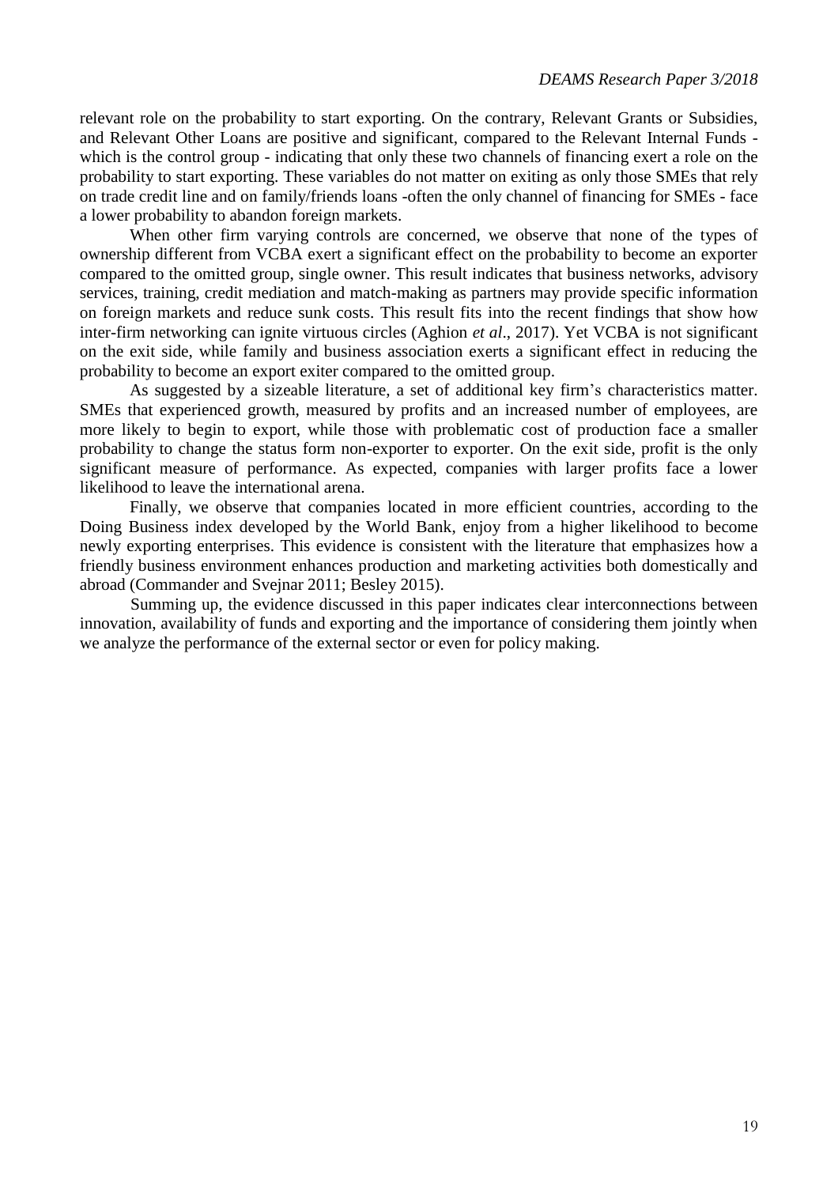relevant role on the probability to start exporting. On the contrary, Relevant Grants or Subsidies, and Relevant Other Loans are positive and significant, compared to the Relevant Internal Funds - which is the control group - indicating that only these two channels of financing exert a role on the probability to start exporting. These variables do not matter on exiting as only those SMEs that rely on trade credit line and on family/friends loans -often the only channel of financing for SMEs - face a lower probability to abandon foreign markets.

When other firm varying controls are concerned, we observe that none of the types of ownership different from VCBA exert a significant effect on the probability to become an exporter compared to the omitted group, single owner. This result indicates that business networks, advisory services, training, credit mediation and match-making as partners may provide specific information on foreign markets and reduce sunk costs. This result fits into the recent findings that show how inter-firm networking can ignite virtuous circles (Aghion *et al*., 2017). Yet VCBA is not significant on the exit side, while family and business association exerts a significant effect in reducing the probability to become an export exiter compared to the omitted group.

As suggested by a sizeable literature, a set of additional key firm's characteristics matter. SMEs that experienced growth, measured by profits and an increased number of employees, are more likely to begin to export, while those with problematic cost of production face a smaller probability to change the status form non-exporter to exporter. On the exit side, profit is the only significant measure of performance. As expected, companies with larger profits face a lower likelihood to leave the international arena.

Finally, we observe that companies located in more efficient countries, according to the Doing Business index developed by the World Bank, enjoy from a higher likelihood to become newly exporting enterprises. This evidence is consistent with the literature that emphasizes how a friendly business environment enhances production and marketing activities both domestically and abroad (Commander and Svejnar 2011; Besley 2015).

Summing up, the evidence discussed in this paper indicates clear interconnections between innovation, availability of funds and exporting and the importance of considering them jointly when we analyze the performance of the external sector or even for policy making.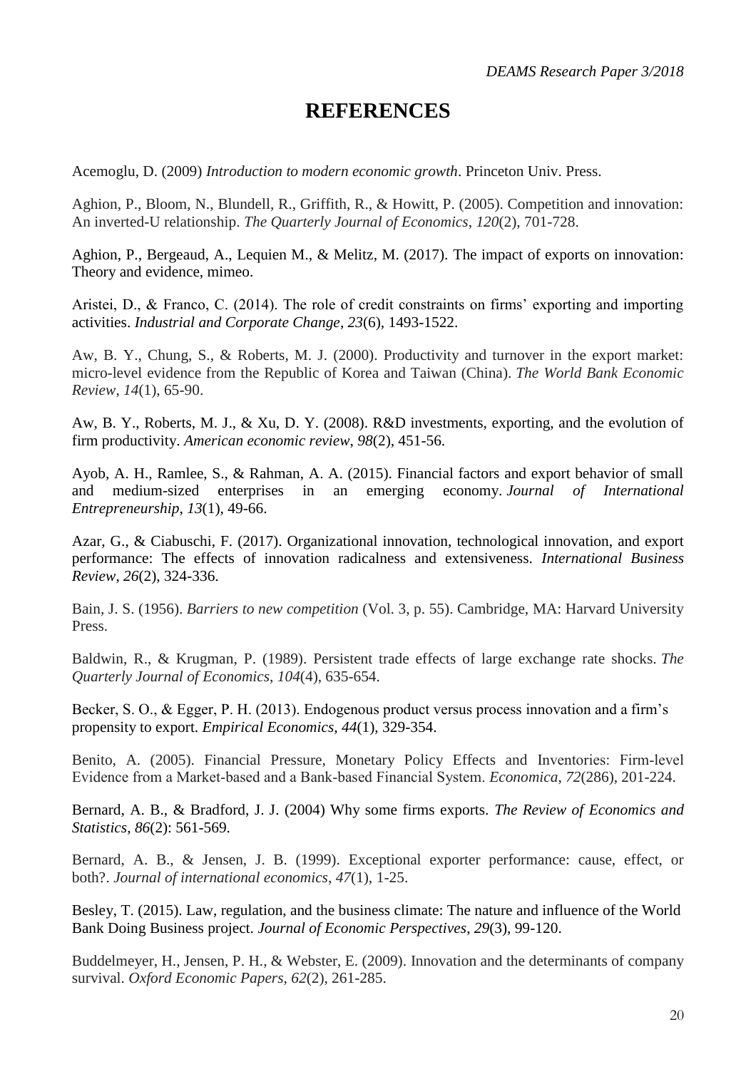# REFERENCES

Acemoglu, D. (2009) *Introduction to modern economic growth*. Princeton Univ. Press.

Aghion, P., Bloom, N., Blundell, R., Griffith, R., & Howitt, P. (2005). Competition and innovation: An inverted-U relationship. *The Quarterly Journal of Economics*, *120*(2), 701-728.

Aghion, P., Bergeaud, A., Lequien M., & Melitz, M. (2017). The impact of exports on innovation: Theory and evidence, mimeo.

Aristei, D., & Franco, C. (2014). The role of credit constraints on firms' exporting and importing activities. *Industrial and Corporate Change*, *23*(6), 1493-1522.

Aw, B. Y., Chung, S., & Roberts, M. J. (2000). Productivity and turnover in the export market: micro-level evidence from the Republic of Korea and Taiwan (China). *The World Bank Economic Review*, *14*(1), 65-90.

Aw, B. Y., Roberts, M. J., & Xu, D. Y. (2008). R&D investments, exporting, and the evolution of firm productivity. *American economic review*, *98*(2), 451-56.

Ayob, A. H., Ramlee, S., & Rahman, A. A. (2015). Financial factors and export behavior of small and medium-sized enterprises in an emerging economy. *Journal of International Entrepreneurship*, *13*(1), 49-66.

Azar, G., & Ciabuschi, F. (2017). Organizational innovation, technological innovation, and export performance: The effects of innovation radicalness and extensiveness. *International Business Review*, *26*(2), 324-336.

Bain, J. S. (1956). *Barriers to new competition* (Vol. 3, p. 55). Cambridge, MA: Harvard University Press.

Baldwin, R., & Krugman, P. (1989). Persistent trade effects of large exchange rate shocks. *The Quarterly Journal of Economics*, *104*(4), 635-654.

Becker, S. O., & Egger, P. H. (2013). Endogenous product versus process innovation and a firm's propensity to export. *Empirical Economics*, *44*(1), 329-354.

Benito, A. (2005). Financial Pressure, Monetary Policy Effects and Inventories: Firm-level Evidence from a Market-based and a Bank-based Financial System. *Economica*, *72*(286), 201-224.

Bernard, A. B., & Bradford, J. J. (2004) Why some firms exports. *The Review of Economics and Statistics*, *86*(2): 561-569.

Bernard, A. B., & Jensen, J. B. (1999). Exceptional exporter performance: cause, effect, or both?. *Journal of international economics*, *47*(1), 1-25.

Besley, T. (2015). Law, regulation, and the business climate: The nature and influence of the World Bank Doing Business project. *Journal of Economic Perspectives*, *29*(3), 99-120.

Buddelmeyer, H., Jensen, P. H., & Webster, E. (2009). Innovation and the determinants of company survival. *Oxford Economic Papers*, *62*(2), 261-285.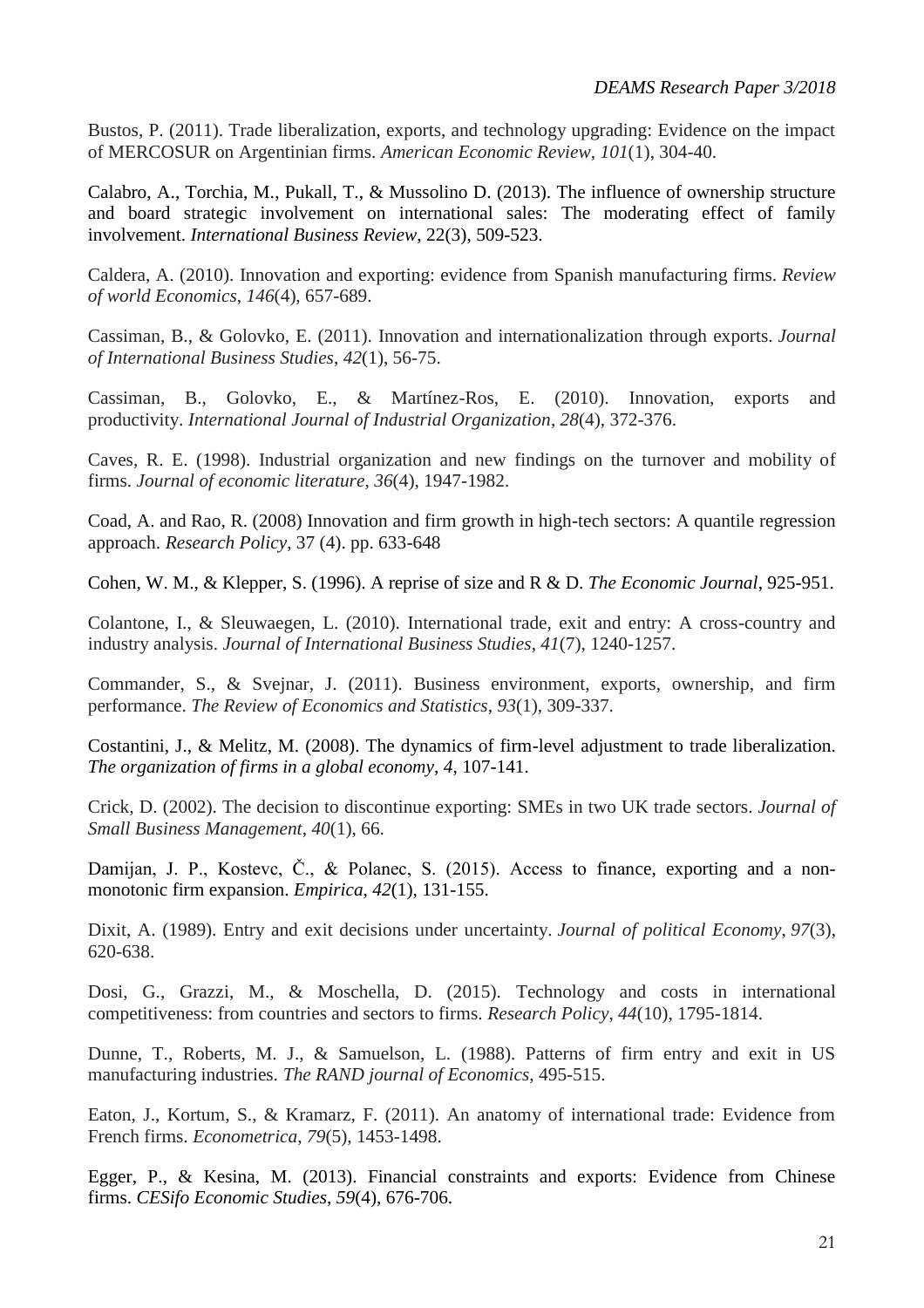Bustos, P. (2011). Trade liberalization, exports, and technology upgrading: Evidence on the impact of MERCOSUR on Argentinian firms. *American Economic Review*, *101*(1), 304-40.

Calabro, A., Torchia, M., Pukall, T., & Mussolino D. (2013). The influence of ownership structure and board strategic involvement on international sales: The moderating effect of family involvement. *International Business Review*, 22(3), 509-523.

Caldera, A. (2010). Innovation and exporting: evidence from Spanish manufacturing firms. *Review of world Economics*, *146*(4), 657-689.

Cassiman, B., & Golovko, E. (2011). Innovation and internationalization through exports. *Journal of International Business Studies*, *42*(1), 56-75.

Cassiman, B., Golovko, E., & Martínez-Ros, E. (2010). Innovation, exports and productivity. *International Journal of Industrial Organization*, *28*(4), 372-376.

Caves, R. E. (1998). Industrial organization and new findings on the turnover and mobility of firms. *Journal of economic literature*, *36*(4), 1947-1982.

Coad, A. and Rao, R. (2008) Innovation and firm growth in high-tech sectors: A quantile regression approach. *Research Policy*, 37 (4). pp. 633-648

Cohen, W. M., & Klepper, S. (1996). A reprise of size and R & D. *The Economic Journal*, 925-951.

Colantone, I., & Sleuwaegen, L. (2010). International trade, exit and entry: A cross-country and industry analysis. *Journal of International Business Studies*, *41*(7), 1240-1257.

Commander, S., & Svejnar, J. (2011). Business environment, exports, ownership, and firm performance. *The Review of Economics and Statistics*, *93*(1), 309-337.

Costantini, J., & Melitz, M. (2008). The dynamics of firm-level adjustment to trade liberalization. *The organization of firms in a global economy*, *4*, 107-141.

Crick, D. (2002). The decision to discontinue exporting: SMEs in two UK trade sectors. *Journal of Small Business Management*, *40*(1), 66.

Damijan, J. P., Kostevc, Č., & Polanec, S. (2015). Access to finance, exporting and a non-monotonic firm expansion. *Empirica*, *42*(1), 131-155.

Dixit, A. (1989). Entry and exit decisions under uncertainty. *Journal of political Economy*, *97*(3), 620-638.

Dosi, G., Grazzi, M., & Moschella, D. (2015). Technology and costs in international competitiveness: from countries and sectors to firms. *Research Policy*, *44*(10), 1795-1814.

Dunne, T., Roberts, M. J., & Samuelson, L. (1988). Patterns of firm entry and exit in US manufacturing industries. *The RAND journal of Economics*, 495-515.

Eaton, J., Kortum, S., & Kramarz, F. (2011). An anatomy of international trade: Evidence from French firms. *Econometrica*, *79*(5), 1453-1498.

Egger, P., & Kesina, M. (2013). Financial constraints and exports: Evidence from Chinese firms. *CESifo Economic Studies*, *59*(4), 676-706.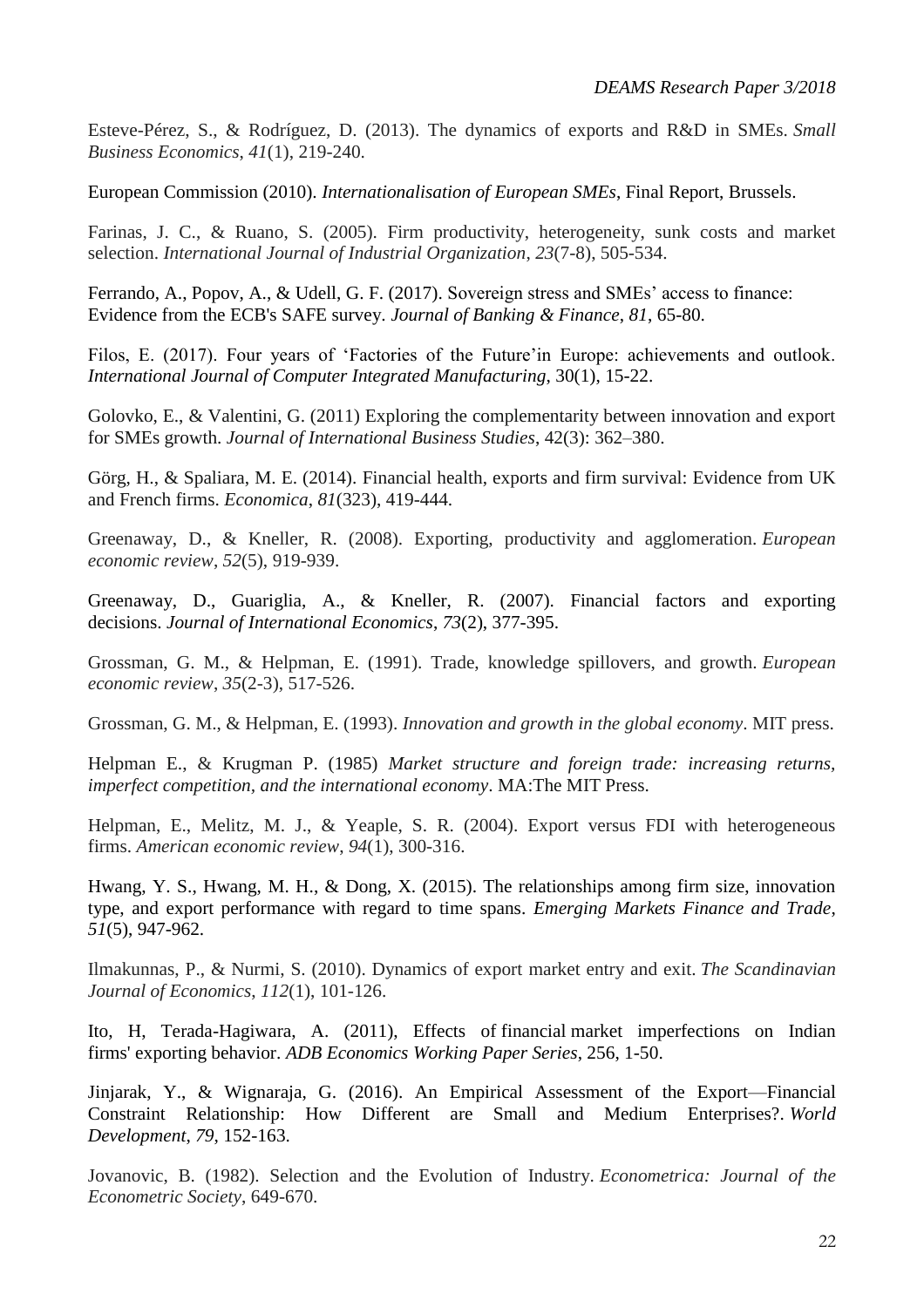Esteve-Pérez, S., & Rodríguez, D. (2013). The dynamics of exports and R&D in SMEs. *Small Business Economics*, *41*(1), 219-240.

European Commission (2010). *Internationalisation of European SMEs*, Final Report, Brussels.

Farinas, J. C., & Ruano, S. (2005). Firm productivity, heterogeneity, sunk costs and market selection. *International Journal of Industrial Organization*, *23*(7-8), 505-534.

Ferrando, A., Popov, A., & Udell, G. F. (2017). Sovereign stress and SMEs' access to finance: Evidence from the ECB's SAFE survey. *Journal of Banking & Finance*, *81*, 65-80.

Filos, E. (2017). Four years of 'Factories of the Future'in Europe: achievements and outlook. *International Journal of Computer Integrated Manufacturing*, 30(1), 15-22.

Golovko, E., & Valentini, G. (2011) Exploring the complementarity between innovation and export for SMEs growth. *Journal of International Business Studies*, 42(3): 362–380.

Görg, H., & Spaliara, M. E. (2014). Financial health, exports and firm survival: Evidence from UK and French firms. *Economica*, *81*(323), 419-444.

Greenaway, D., & Kneller, R. (2008). Exporting, productivity and agglomeration. *European economic review*, *52*(5), 919-939.

Greenaway, D., Guariglia, A., & Kneller, R. (2007). Financial factors and exporting decisions. *Journal of International Economics*, *73*(2), 377-395.

Grossman, G. M., & Helpman, E. (1991). Trade, knowledge spillovers, and growth. *European economic review*, *35*(2-3), 517-526.

Grossman, G. M., & Helpman, E. (1993). *Innovation and growth in the global economy*. MIT press.

Helpman E., & Krugman P. (1985) *Market structure and foreign trade: increasing returns, imperfect competition, and the international economy*. MA:The MIT Press.

Helpman, E., Melitz, M. J., & Yeaple, S. R. (2004). Export versus FDI with heterogeneous firms. *American economic review*, *94*(1), 300-316.

Hwang, Y. S., Hwang, M. H., & Dong, X. (2015). The relationships among firm size, innovation type, and export performance with regard to time spans. *Emerging Markets Finance and Trade*, *51*(5), 947-962.

Ilmakunnas, P., & Nurmi, S. (2010). Dynamics of export market entry and exit. *The Scandinavian Journal of Economics*, *112*(1), 101-126.

Ito, H, Terada-Hagiwara, A. (2011), Effects of financial market imperfections on Indian firms' exporting behavior. *ADB Economics Working Paper Series*, 256, 1-50.

Jinjarak, Y., & Wignaraja, G. (2016). An Empirical Assessment of the Export—Financial Constraint Relationship: How Different are Small and Medium Enterprises?. *World Development*, *79*, 152-163.

Jovanovic, B. (1982). Selection and the Evolution of Industry. *Econometrica: Journal of the Econometric Society*, 649-670.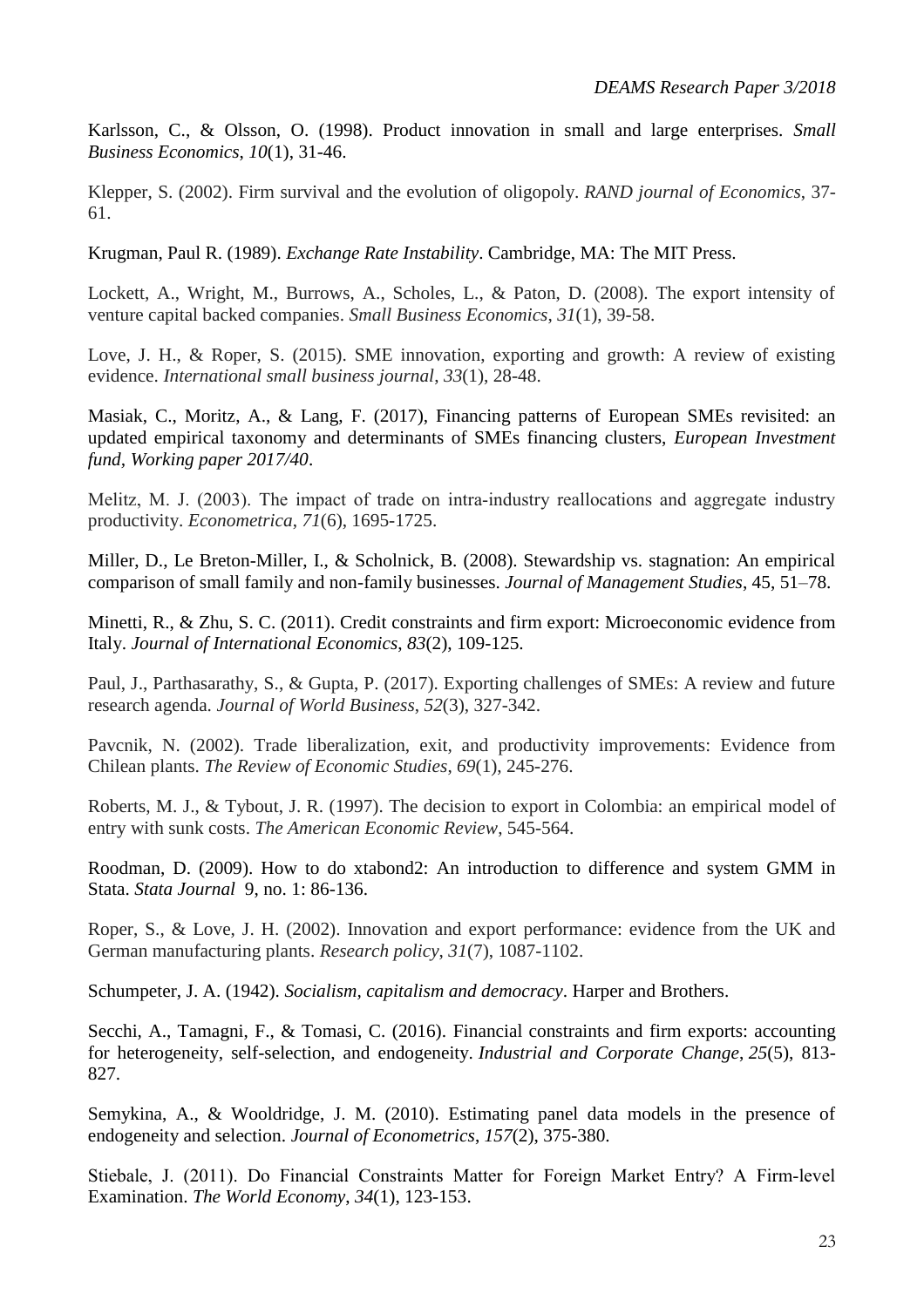Karlsson, C., & Olsson, O. (1998). Product innovation in small and large enterprises. *Small Business Economics*, *10*(1), 31-46.

Klepper, S. (2002). Firm survival and the evolution of oligopoly. *RAND journal of Economics*, 37-61.

Krugman, Paul R. (1989). *Exchange Rate Instability*. Cambridge, MA: The MIT Press.

Lockett, A., Wright, M., Burrows, A., Scholes, L., & Paton, D. (2008). The export intensity of venture capital backed companies. *Small Business Economics*, *31*(1), 39-58.

Love, J. H., & Roper, S. (2015). SME innovation, exporting and growth: A review of existing evidence. *International small business journal*, *33*(1), 28-48.

Masiak, C., Moritz, A., & Lang, F. (2017), Financing patterns of European SMEs revisited: an updated empirical taxonomy and determinants of SMEs financing clusters, *European Investment fund, Working paper 2017/40*.

Melitz, M. J. (2003). The impact of trade on intra-industry reallocations and aggregate industry productivity. *Econometrica*, *71*(6), 1695-1725.

Miller, D., Le Breton-Miller, I., & Scholnick, B. (2008). Stewardship vs. stagnation: An empirical comparison of small family and non-family businesses. *Journal of Management Studies,* 45, 51–78.

Minetti, R., & Zhu, S. C. (2011). Credit constraints and firm export: Microeconomic evidence from Italy. *Journal of International Economics*, *83*(2), 109-125.

Paul, J., Parthasarathy, S., & Gupta, P. (2017). Exporting challenges of SMEs: A review and future research agenda. *Journal of World Business*, *52*(3), 327-342.

Pavcnik, N. (2002). Trade liberalization, exit, and productivity improvements: Evidence from Chilean plants. *The Review of Economic Studies*, *69*(1), 245-276.

Roberts, M. J., & Tybout, J. R. (1997). The decision to export in Colombia: an empirical model of entry with sunk costs. *The American Economic Review*, 545-564.

Roodman, D. (2009). How to do xtabond2: An introduction to difference and system GMM in Stata. *Stata Journal* 9, no. 1: 86-136.

Roper, S., & Love, J. H. (2002). Innovation and export performance: evidence from the UK and German manufacturing plants. *Research policy*, *31*(7), 1087-1102.

Schumpeter, J. A. (1942). *Socialism, capitalism and democracy*. Harper and Brothers.

Secchi, A., Tamagni, F., & Tomasi, C. (2016). Financial constraints and firm exports: accounting for heterogeneity, self-selection, and endogeneity. *Industrial and Corporate Change*, *25*(5), 813-827.

Semykina, A., & Wooldridge, J. M. (2010). Estimating panel data models in the presence of endogeneity and selection. *Journal of Econometrics*, *157*(2), 375-380.

Stiebale, J. (2011). Do Financial Constraints Matter for Foreign Market Entry? A Firm-level Examination. *The World Economy*, *34*(1), 123-153.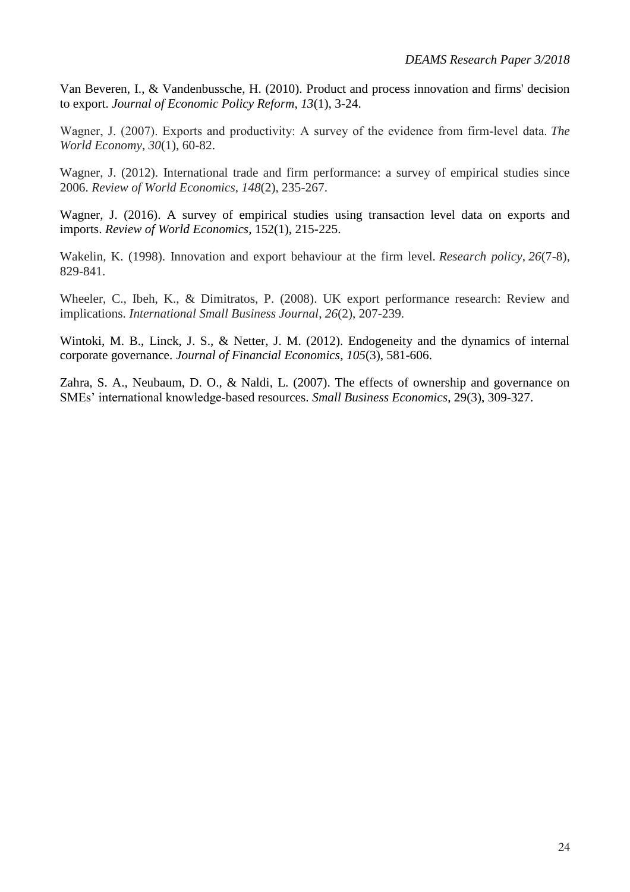Van Beveren, I., & Vandenbussche, H. (2010). Product and process innovation and firms' decision to export. *Journal of Economic Policy Reform*, *13*(1), 3-24.

Wagner, J. (2007). Exports and productivity: A survey of the evidence from firm-level data. *The World Economy*, *30*(1), 60-82.

Wagner, J. (2012). International trade and firm performance: a survey of empirical studies since 2006. *Review of World Economics*, *148*(2), 235-267.

Wagner, J. (2016). A survey of empirical studies using transaction level data on exports and imports. *Review of World Economics*, 152(1), 215-225.

Wakelin, K. (1998). Innovation and export behaviour at the firm level. *Research policy*, *26*(7-8), 829-841.

Wheeler, C., Ibeh, K., & Dimitratos, P. (2008). UK export performance research: Review and implications. *International Small Business Journal*, *26*(2), 207-239.

Wintoki, M. B., Linck, J. S., & Netter, J. M. (2012). Endogeneity and the dynamics of internal corporate governance. *Journal of Financial Economics*, *105*(3), 581-606.

Zahra, S. A., Neubaum, D. O., & Naldi, L. (2007). The effects of ownership and governance on SMEs' international knowledge-based resources. *Small Business Economics*, 29(3), 309-327.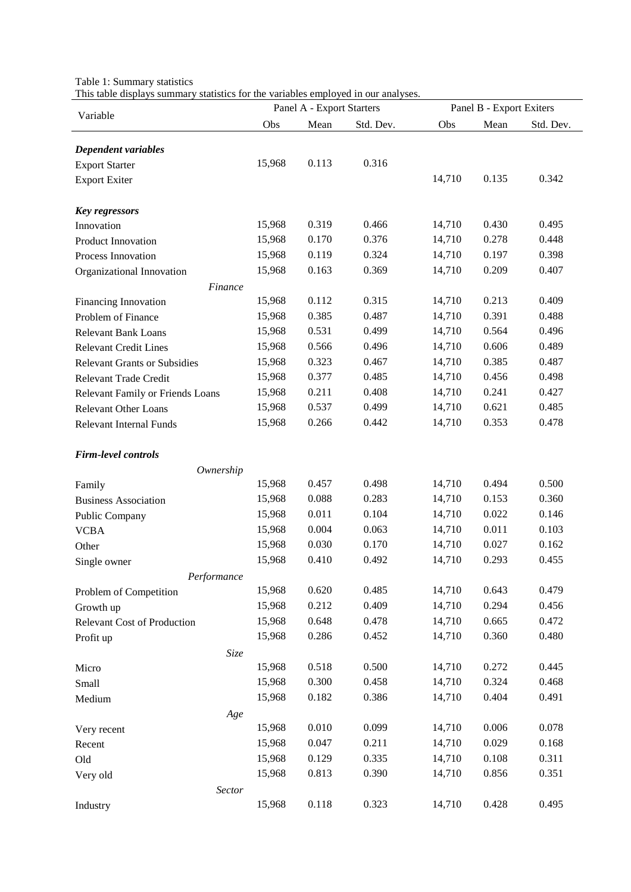Table 1: Summary statistics

This table displays summary statistics for the variables employed in our analyses.

| Variable | Panel A - Export Starters | | | Panel B - Export Exiters | | |
|---|---|---|---|---|---|---|
| | Obs | Mean | Std. Dev. | Obs | Mean | Std. Dev. |
| ***Dependent variables*** | | | | | | |
| Export Starter | 15,968 | 0.113 | 0.316 | | | |
| Export Exiter | | | | 14,710 | 0.135 | 0.342 |
| ***Key regressors*** | | | | | | |
| Innovation | 15,968 | 0.319 | 0.466 | 14,710 | 0.430 | 0.495 |
| Product Innovation | 15,968 | 0.170 | 0.376 | 14,710 | 0.278 | 0.448 |
| Process Innovation | 15,968 | 0.119 | 0.324 | 14,710 | 0.197 | 0.398 |
| Organizational Innovation | 15,968 | 0.163 | 0.369 | 14,710 | 0.209 | 0.407 |
| *Finance* | | | | | | |
| Financing Innovation | 15,968 | 0.112 | 0.315 | 14,710 | 0.213 | 0.409 |
| Problem of Finance | 15,968 | 0.385 | 0.487 | 14,710 | 0.391 | 0.488 |
| Relevant Bank Loans | 15,968 | 0.531 | 0.499 | 14,710 | 0.564 | 0.496 |
| Relevant Credit Lines | 15,968 | 0.566 | 0.496 | 14,710 | 0.606 | 0.489 |
| Relevant Grants or Subsidies | 15,968 | 0.323 | 0.467 | 14,710 | 0.385 | 0.487 |
| Relevant Trade Credit | 15,968 | 0.377 | 0.485 | 14,710 | 0.456 | 0.498 |
| Relevant Family or Friends Loans | 15,968 | 0.211 | 0.408 | 14,710 | 0.241 | 0.427 |
| Relevant Other Loans | 15,968 | 0.537 | 0.499 | 14,710 | 0.621 | 0.485 |
| Relevant Internal Funds | 15,968 | 0.266 | 0.442 | 14,710 | 0.353 | 0.478 |
| ***Firm-level controls*** | | | | | | |
| *Ownership* | | | | | | |
| Family | 15,968 | 0.457 | 0.498 | 14,710 | 0.494 | 0.500 |
| Business Association | 15,968 | 0.088 | 0.283 | 14,710 | 0.153 | 0.360 |
| Public Company | 15,968 | 0.011 | 0.104 | 14,710 | 0.022 | 0.146 |
| VCBA | 15,968 | 0.004 | 0.063 | 14,710 | 0.011 | 0.103 |
| Other | 15,968 | 0.030 | 0.170 | 14,710 | 0.027 | 0.162 |
| Single owner | 15,968 | 0.410 | 0.492 | 14,710 | 0.293 | 0.455 |
| *Performance* | | | | | | |
| Problem of Competition | 15,968 | 0.620 | 0.485 | 14,710 | 0.643 | 0.479 |
| Growth up | 15,968 | 0.212 | 0.409 | 14,710 | 0.294 | 0.456 |
| Relevant Cost of Production | 15,968 | 0.648 | 0.478 | 14,710 | 0.665 | 0.472 |
| Profit up | 15,968 | 0.286 | 0.452 | 14,710 | 0.360 | 0.480 |
| *Size* | | | | | | |
| Micro | 15,968 | 0.518 | 0.500 | 14,710 | 0.272 | 0.445 |
| Small | 15,968 | 0.300 | 0.458 | 14,710 | 0.324 | 0.468 |
| Medium | 15,968 | 0.182 | 0.386 | 14,710 | 0.404 | 0.491 |
| *Age* | | | | | | |
| Very recent | 15,968 | 0.010 | 0.099 | 14,710 | 0.006 | 0.078 |
| Recent | 15,968 | 0.047 | 0.211 | 14,710 | 0.029 | 0.168 |
| Old | 15,968 | 0.129 | 0.335 | 14,710 | 0.108 | 0.311 |
| Very old | 15,968 | 0.813 | 0.390 | 14,710 | 0.856 | 0.351 |
| *Sector* | | | | | | |
| Industry | 15,968 | 0.118 | 0.323 | 14,710 | 0.428 | 0.495 |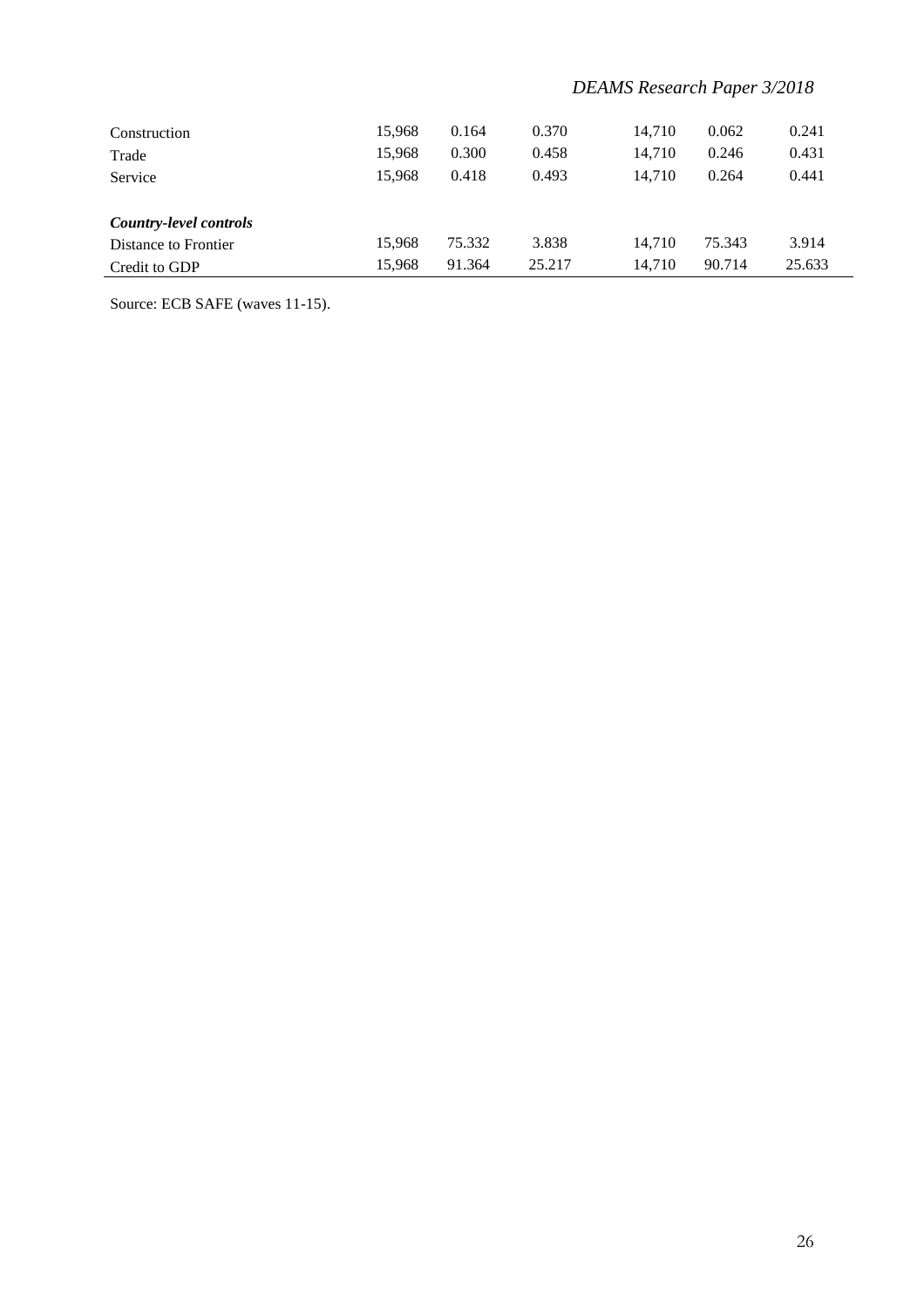| | | | | | | |
|---|---|---|---|---|---|---|
| Construction | 15,968 | 0.164 | 0.370 | 14,710 | 0.062 | 0.241 |
| Trade | 15,968 | 0.300 | 0.458 | 14,710 | 0.246 | 0.431 |
| Service | 15,968 | 0.418 | 0.493 | 14,710 | 0.264 | 0.441 |
| ***Country-level controls*** | | | | | | |
| Distance to Frontier | 15,968 | 75.332 | 3.838 | 14,710 | 75.343 | 3.914 |
| Credit to GDP | 15,968 | 91.364 | 25.217 | 14,710 | 90.714 | 25.633 |

Source: ECB SAFE (waves 11-15).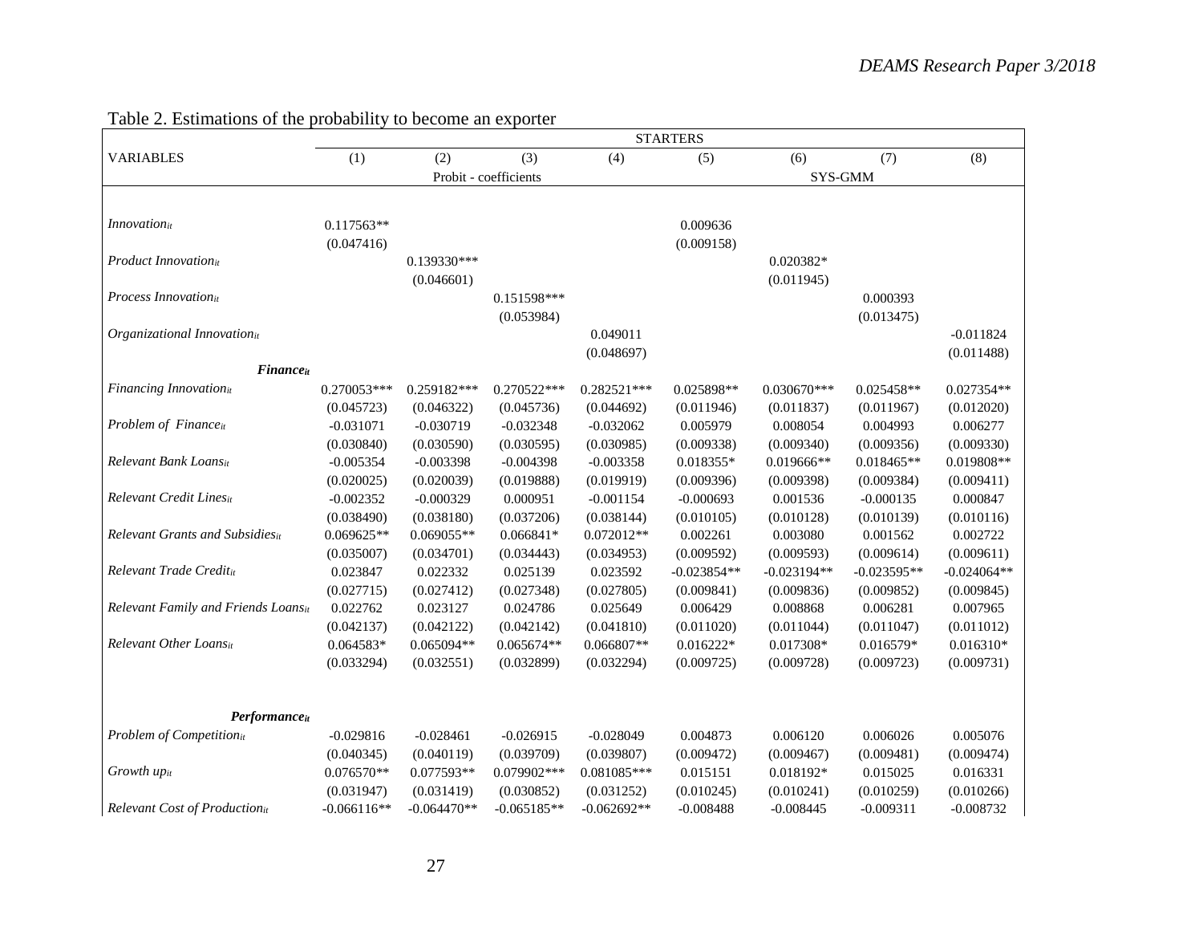Table 2. Estimations of the probability to become an exporter

| | STARTERS | | | | | | | |
|---|---|---|---|---|---|---|---|---|
| VARIABLES | (1) | (2) | (3) | (4) | (5) | (6) | (7) | (8) |
| | Probit - coefficients | | | | SYS-GMM | | | |
| *Innovation$_{it}$* | 0.117563** | | | | 0.009636 | | | |
| | (0.047416) | | | | (0.009158) | | | |
| *Product Innovation$_{it}$* | | 0.139330*** | | | | 0.020382* | | |
| | | (0.046601) | | | | (0.011945) | | |
| *Process Innovation$_{it}$* | | | 0.151598*** | | | | 0.000393 | |
| | | | (0.053984) | | | | (0.013475) | |
| *Organizational Innovation$_{it}$* | | | | 0.049011 | | | | -0.011824 |
| | | | | (0.048697) | | | | (0.011488) |
| ***Finance$_{it}$*** | | | | | | | | |
| *Financing Innovation$_{it}$* | 0.270053*** | 0.259182*** | 0.270522*** | 0.282521*** | 0.025898** | 0.030670*** | 0.025458** | 0.027354** |
| | (0.045723) | (0.046322) | (0.045736) | (0.044692) | (0.011946) | (0.011837) | (0.011967) | (0.012020) |
| *Problem of Finance$_{it}$* | -0.031071 | -0.030719 | -0.032348 | -0.032062 | 0.005979 | 0.008054 | 0.004993 | 0.006277 |
| | (0.030840) | (0.030590) | (0.030595) | (0.030985) | (0.009338) | (0.009340) | (0.009356) | (0.009330) |
| *Relevant Bank Loans$_{it}$* | -0.005354 | -0.003398 | -0.004398 | -0.003358 | 0.018355* | 0.019666** | 0.018465** | 0.019808** |
| | (0.020025) | (0.020039) | (0.019888) | (0.019919) | (0.009396) | (0.009398) | (0.009384) | (0.009411) |
| *Relevant Credit Lines$_{it}$* | -0.002352 | -0.000329 | 0.000951 | -0.001154 | -0.000693 | 0.001536 | -0.000135 | 0.000847 |
| | (0.038490) | (0.038180) | (0.037206) | (0.038144) | (0.010105) | (0.010128) | (0.010139) | (0.010116) |
| *Relevant Grants and Subsidies$_{it}$* | 0.069625** | 0.069055** | 0.066841* | 0.072012** | 0.002261 | 0.003080 | 0.001562 | 0.002722 |
| | (0.035007) | (0.034701) | (0.034443) | (0.034953) | (0.009592) | (0.009593) | (0.009614) | (0.009611) |
| *Relevant Trade Credit$_{it}$* | 0.023847 | 0.022332 | 0.025139 | 0.023592 | -0.023854** | -0.023194** | -0.023595** | -0.024064** |
| | (0.027715) | (0.027412) | (0.027348) | (0.027805) | (0.009841) | (0.009836) | (0.009852) | (0.009845) |
| *Relevant Family and Friends Loans$_{it}$* | 0.022762 | 0.023127 | 0.024786 | 0.025649 | 0.006429 | 0.008868 | 0.006281 | 0.007965 |
| | (0.042137) | (0.042122) | (0.042142) | (0.041810) | (0.011020) | (0.011044) | (0.011047) | (0.011012) |
| *Relevant Other Loans$_{it}$* | 0.064583* | 0.065094** | 0.065674** | 0.066807** | 0.016222* | 0.017308* | 0.016579* | 0.016310* |
| | (0.033294) | (0.032551) | (0.032899) | (0.032294) | (0.009725) | (0.009728) | (0.009723) | (0.009731) |
| ***Performance$_{it}$*** | | | | | | | | |
| *Problem of Competition$_{it}$* | -0.029816 | -0.028461 | -0.026915 | -0.028049 | 0.004873 | 0.006120 | 0.006026 | 0.005076 |
| | (0.040345) | (0.040119) | (0.039709) | (0.039807) | (0.009472) | (0.009467) | (0.009481) | (0.009474) |
| *Growth up$_{it}$* | 0.076570** | 0.077593** | 0.079902*** | 0.081085*** | 0.015151 | 0.018192* | 0.015025 | 0.016331 |
| | (0.031947) | (0.031419) | (0.030852) | (0.031252) | (0.010245) | (0.010241) | (0.010259) | (0.010266) |
| *Relevant Cost of Production$_{it}$* | -0.066116** | -0.064470** | -0.065185** | -0.062692** | -0.008488 | -0.008445 | -0.009311 | -0.008732 |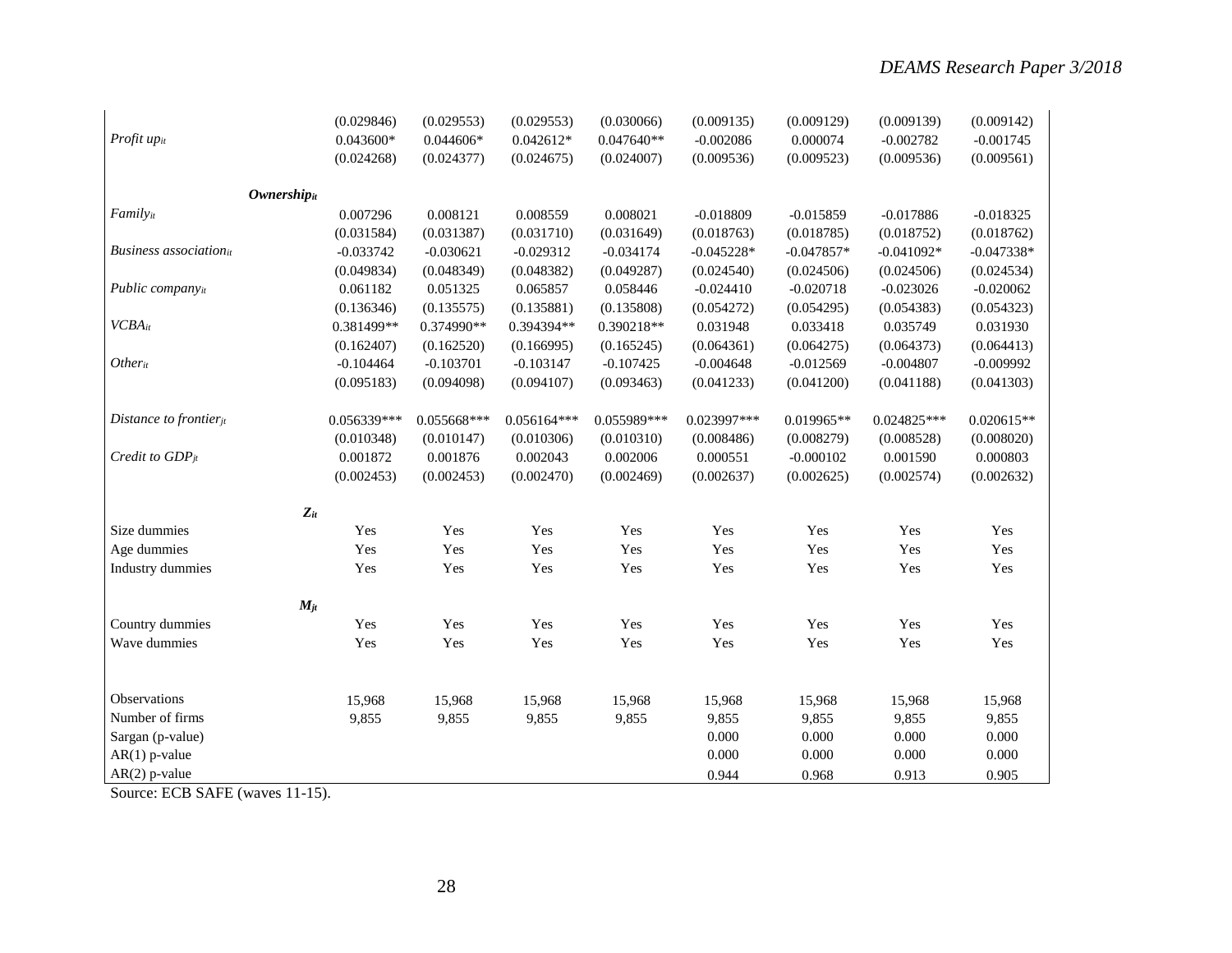| | | | | | | | | |
|---|---|---|---|---|---|---|---|---|
| | (0.029846) | (0.029553) | (0.029553) | (0.030066) | (0.009135) | (0.009129) | (0.009139) | (0.009142) |
| *Profit up$_{it}$* | 0.043600* | 0.044606* | 0.042612* | 0.047640** | -0.002086 | 0.000074 | -0.002782 | -0.001745 |
| | (0.024268) | (0.024377) | (0.024675) | (0.024007) | (0.009536) | (0.009523) | (0.009536) | (0.009561) |
| ***Ownership$_{it}$*** | | | | | | | | |
| *Family$_{it}$* | 0.007296 | 0.008121 | 0.008559 | 0.008021 | -0.018809 | -0.015859 | -0.017886 | -0.018325 |
| | (0.031584) | (0.031387) | (0.031710) | (0.031649) | (0.018763) | (0.018785) | (0.018752) | (0.018762) |
| *Business association$_{it}$* | -0.033742 | -0.030621 | -0.029312 | -0.034174 | -0.045228* | -0.047857* | -0.041092* | -0.047338* |
| | (0.049834) | (0.048349) | (0.048382) | (0.049287) | (0.024540) | (0.024506) | (0.024506) | (0.024534) |
| *Public company$_{it}$* | 0.061182 | 0.051325 | 0.065857 | 0.058446 | -0.024410 | -0.020718 | -0.023026 | -0.020062 |
| | (0.136346) | (0.135575) | (0.135881) | (0.135808) | (0.054272) | (0.054295) | (0.054383) | (0.054323) |
| *VCBA$_{it}$* | 0.381499** | 0.374990** | 0.394394** | 0.390218** | 0.031948 | 0.033418 | 0.035749 | 0.031930 |
| | (0.162407) | (0.162520) | (0.166995) | (0.165245) | (0.064361) | (0.064275) | (0.064373) | (0.064413) |
| *Other$_{it}$* | -0.104464 | -0.103701 | -0.103147 | -0.107425 | -0.004648 | -0.012569 | -0.004807 | -0.009992 |
| | (0.095183) | (0.094098) | (0.094107) | (0.093463) | (0.041233) | (0.041200) | (0.041188) | (0.041303) |
| *Distance to frontier$_{jt}$* | 0.056339*** | 0.055668*** | 0.056164*** | 0.055989*** | 0.023997*** | 0.019965** | 0.024825*** | 0.020615** |
| | (0.010348) | (0.010147) | (0.010306) | (0.010310) | (0.008486) | (0.008279) | (0.008528) | (0.008020) |
| *Credit to GDP$_{jt}$* | 0.001872 | 0.001876 | 0.002043 | 0.002006 | 0.000551 | -0.000102 | 0.001590 | 0.000803 |
| | (0.002453) | (0.002453) | (0.002470) | (0.002469) | (0.002637) | (0.002625) | (0.002574) | (0.002632) |
| ***Z$_{it}$*** | | | | | | | | |
| Size dummies | Yes | Yes | Yes | Yes | Yes | Yes | Yes | Yes |
| Age dummies | Yes | Yes | Yes | Yes | Yes | Yes | Yes | Yes |
| Industry dummies | Yes | Yes | Yes | Yes | Yes | Yes | Yes | Yes |
| ***M$_{jt}$*** | | | | | | | | |
| Country dummies | Yes | Yes | Yes | Yes | Yes | Yes | Yes | Yes |
| Wave dummies | Yes | Yes | Yes | Yes | Yes | Yes | Yes | Yes |
| Observations | 15,968 | 15,968 | 15,968 | 15,968 | 15,968 | 15,968 | 15,968 | 15,968 |
| Number of firms | 9,855 | 9,855 | 9,855 | 9,855 | 9,855 | 9,855 | 9,855 | 9,855 |
| Sargan (p-value) | | | | | 0.000 | 0.000 | 0.000 | 0.000 |
| AR(1) p-value | | | | | 0.000 | 0.000 | 0.000 | 0.000 |
| AR(2) p-value | | | | | 0.944 | 0.968 | 0.913 | 0.905 |

Source: ECB SAFE (waves 11-15).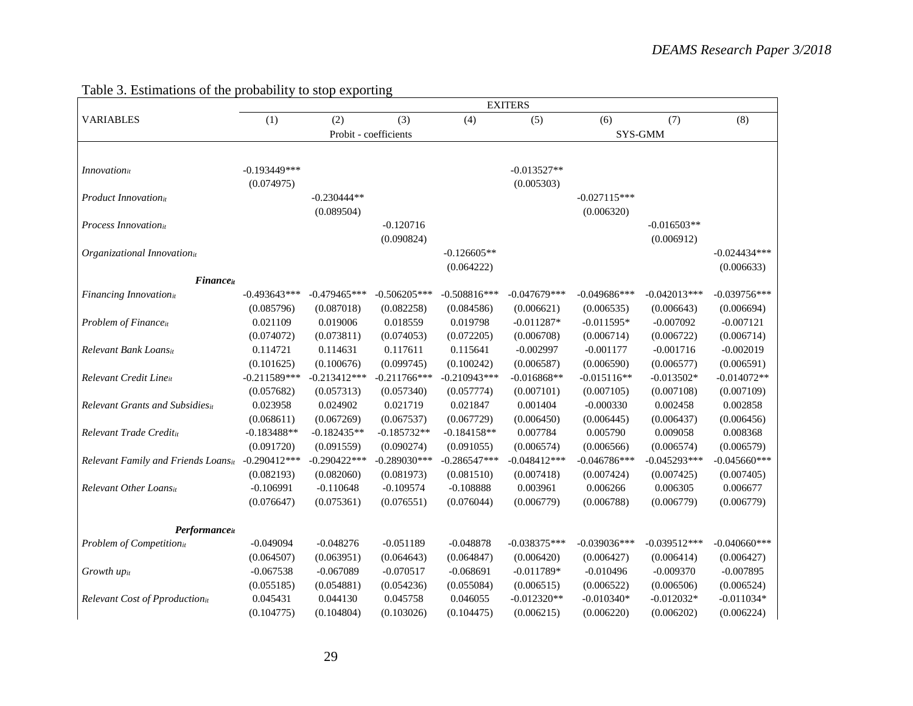Table 3. Estimations of the probability to stop exporting

| | EXITERS | | | | | | | |
|---|---|---|---|---|---|---|---|---|
| VARIABLES | (1) | (2) | (3) | (4) | (5) | (6) | (7) | (8) |
| | Probit - coefficients | | | | SYS-GMM | | | |
| $Innovation_{it}$ | -0.193449*** | | | | -0.013527** | | | |
| | (0.074975) | | | | (0.005303) | | | |
| $Product\ Innovation_{it}$ | | -0.230444** | | | | -0.027115*** | | |
| | | (0.089504) | | | | (0.006320) | | |
| $Process\ Innovation_{it}$ | | | -0.120716 | | | | -0.016503** | |
| | | | (0.090824) | | | | (0.006912) | |
| $Organizational\ Innovation_{it}$ | | | | -0.126605** | | | | -0.024434*** |
| | | | | (0.064222) | | | | (0.006633) |
| $\boldsymbol{Finance_{it}}$ | | | | | | | | |
| $Financing\ Innovation_{it}$ | -0.493643*** | -0.479465*** | -0.506205*** | -0.508816*** | -0.047679*** | -0.049686*** | -0.042013*** | -0.039756*** |
| | (0.085796) | (0.087018) | (0.082258) | (0.084586) | (0.006621) | (0.006535) | (0.006643) | (0.006694) |
| $Problem\ of\ Finance_{it}$ | 0.021109 | 0.019006 | 0.018559 | 0.019798 | -0.011287* | -0.011595* | -0.007092 | -0.007121 |
| | (0.074072) | (0.073811) | (0.074053) | (0.072205) | (0.006708) | (0.006714) | (0.006722) | (0.006714) |
| $Relevant\ Bank\ Loans_{it}$ | 0.114721 | 0.114631 | 0.117611 | 0.115641 | -0.002997 | -0.001177 | -0.001716 | -0.002019 |
| | (0.101625) | (0.100676) | (0.099745) | (0.100242) | (0.006587) | (0.006590) | (0.006577) | (0.006591) |
| $Relevant\ Credit\ Line_{it}$ | -0.211589*** | -0.213412*** | -0.211766*** | -0.210943*** | -0.016868** | -0.015116** | -0.013502* | -0.014072** |
| | (0.057682) | (0.057313) | (0.057340) | (0.057774) | (0.007101) | (0.007105) | (0.007108) | (0.007109) |
| $Relevant\ Grants\ and\ Subsidies_{it}$ | 0.023958 | 0.024902 | 0.021719 | 0.021847 | 0.001404 | -0.000330 | 0.002458 | 0.002858 |
| | (0.068611) | (0.067269) | (0.067537) | (0.067729) | (0.006450) | (0.006445) | (0.006437) | (0.006456) |
| $Relevant\ Trade\ Credit_{it}$ | -0.183488** | -0.182435** | -0.185732** | -0.184158** | 0.007784 | 0.005790 | 0.009058 | 0.008368 |
| | (0.091720) | (0.091559) | (0.090274) | (0.091055) | (0.006574) | (0.006566) | (0.006574) | (0.006579) |
| $Relevant\ Family\ and\ Friends\ Loans_{it}$ | -0.290412*** | -0.290422*** | -0.289030*** | -0.286547*** | -0.048412*** | -0.046786*** | -0.045293*** | -0.045660*** |
| | (0.082193) | (0.082060) | (0.081973) | (0.081510) | (0.007418) | (0.007424) | (0.007425) | (0.007405) |
| $Relevant\ Other\ Loans_{it}$ | -0.106991 | -0.110648 | -0.109574 | -0.108888 | 0.003961 | 0.006266 | 0.006305 | 0.006677 |
| | (0.076647) | (0.075361) | (0.076551) | (0.076044) | (0.006779) | (0.006788) | (0.006779) | (0.006779) |
| $\boldsymbol{Performance_{it}}$ | | | | | | | | |
| $Problem\ of\ Competition_{it}$ | -0.049094 | -0.048276 | -0.051189 | -0.048878 | -0.038375*** | -0.039036*** | -0.039512*** | -0.040660*** |
| | (0.064507) | (0.063951) | (0.064643) | (0.064847) | (0.006420) | (0.006427) | (0.006414) | (0.006427) |
| $Growth\ up_{it}$ | -0.067538 | -0.067089 | -0.070517 | -0.068691 | -0.011789* | -0.010496 | -0.009370 | -0.007895 |
| | (0.055185) | (0.054881) | (0.054236) | (0.055084) | (0.006515) | (0.006522) | (0.006506) | (0.006524) |
| $Relevant\ Cost\ of\ Pproduction_{it}$ | 0.045431 | 0.044130 | 0.045758 | 0.046055 | -0.012320** | -0.010340* | -0.012032* | -0.011034* |
| | (0.104775) | (0.104804) | (0.103026) | (0.104475) | (0.006215) | (0.006220) | (0.006202) | (0.006224) |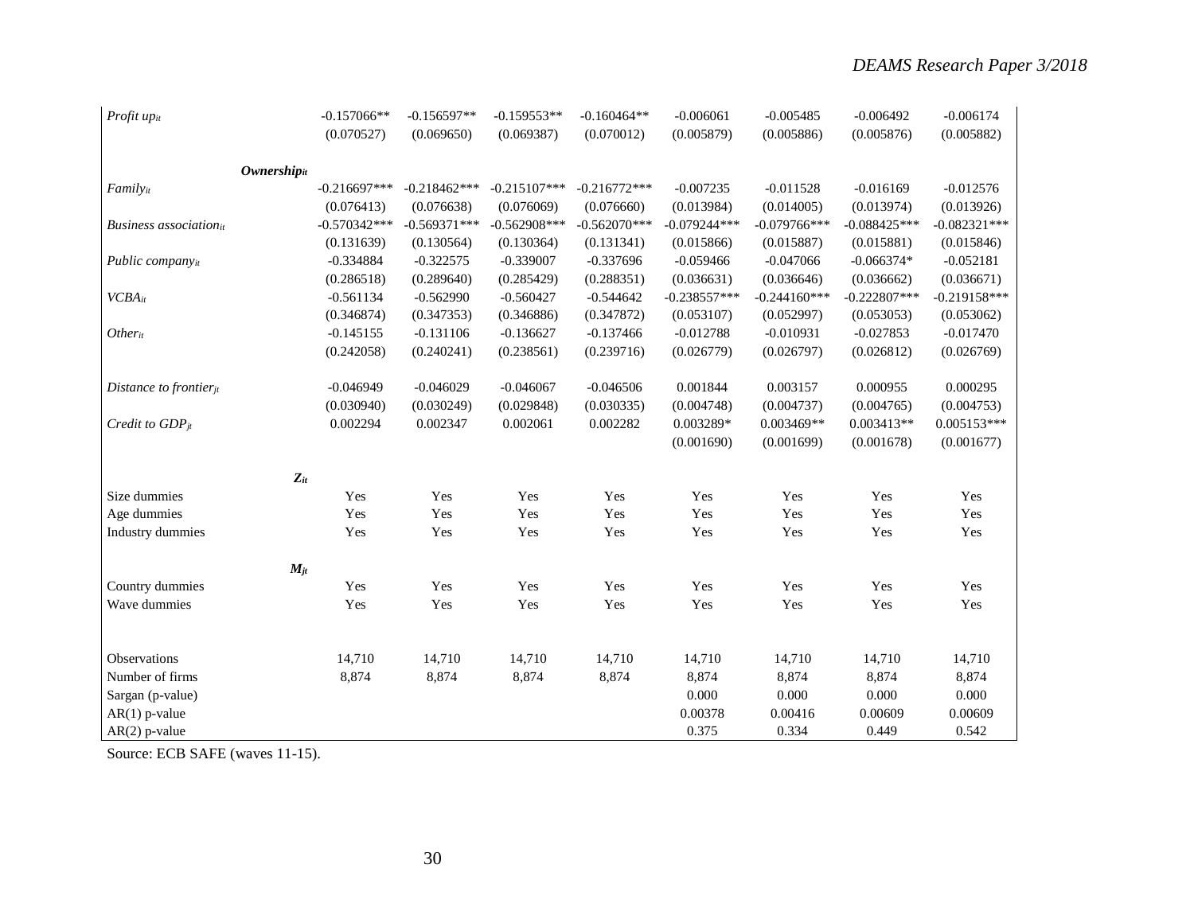| | | | | | | | | |
|---|---|---|---|---|---|---|---|---|
| *Profit up$_{it}$* | -0.157066** | -0.156597** | -0.159553** | -0.160464** | -0.006061 | -0.005485 | -0.006492 | -0.006174 |
| | (0.070527) | (0.069650) | (0.069387) | (0.070012) | (0.005879) | (0.005886) | (0.005876) | (0.005882) |
| ***Ownership$_{it}$*** | | | | | | | | |
| *Family$_{it}$* | -0.216697*** | -0.218462*** | -0.215107*** | -0.216772*** | -0.007235 | -0.011528 | -0.016169 | -0.012576 |
| | (0.076413) | (0.076638) | (0.076069) | (0.076660) | (0.013984) | (0.014005) | (0.013974) | (0.013926) |
| *Business association$_{it}$* | -0.570342*** | -0.569371*** | -0.562908*** | -0.562070*** | -0.079244*** | -0.079766*** | -0.088425*** | -0.082321*** |
| | (0.131639) | (0.130564) | (0.130364) | (0.131341) | (0.015866) | (0.015887) | (0.015881) | (0.015846) |
| *Public company$_{it}$* | -0.334884 | -0.322575 | -0.339007 | -0.337696 | -0.059466 | -0.047066 | -0.066374* | -0.052181 |
| | (0.286518) | (0.289640) | (0.285429) | (0.288351) | (0.036631) | (0.036646) | (0.036662) | (0.036671) |
| *VCBA$_{it}$* | -0.561134 | -0.562990 | -0.560427 | -0.544642 | -0.238557*** | -0.244160*** | -0.222807*** | -0.219158*** |
| | (0.346874) | (0.347353) | (0.346886) | (0.347872) | (0.053107) | (0.052997) | (0.053053) | (0.053062) |
| *Other$_{it}$* | -0.145155 | -0.131106 | -0.136627 | -0.137466 | -0.012788 | -0.010931 | -0.027853 | -0.017470 |
| | (0.242058) | (0.240241) | (0.238561) | (0.239716) | (0.026779) | (0.026797) | (0.026812) | (0.026769) |
| *Distance to frontier$_{jt}$* | -0.046949 | -0.046029 | -0.046067 | -0.046506 | 0.001844 | 0.003157 | 0.000955 | 0.000295 |
| | (0.030940) | (0.030249) | (0.029848) | (0.030335) | (0.004748) | (0.004737) | (0.004765) | (0.004753) |
| *Credit to GDP$_{jt}$* | 0.002294 | 0.002347 | 0.002061 | 0.002282 | 0.003289* | 0.003469** | 0.003413** | 0.005153*** |
| | | | | | (0.001690) | (0.001699) | (0.001678) | (0.001677) |
| ***$Z_{it}$*** | | | | | | | | |
| Size dummies | Yes | Yes | Yes | Yes | Yes | Yes | Yes | Yes |
| Age dummies | Yes | Yes | Yes | Yes | Yes | Yes | Yes | Yes |
| Industry dummies | Yes | Yes | Yes | Yes | Yes | Yes | Yes | Yes |
| ***$M_{jt}$*** | | | | | | | | |
| Country dummies | Yes | Yes | Yes | Yes | Yes | Yes | Yes | Yes |
| Wave dummies | Yes | Yes | Yes | Yes | Yes | Yes | Yes | Yes |
| Observations | 14,710 | 14,710 | 14,710 | 14,710 | 14,710 | 14,710 | 14,710 | 14,710 |
| Number of firms | 8,874 | 8,874 | 8,874 | 8,874 | 8,874 | 8,874 | 8,874 | 8,874 |
| Sargan (p-value) | | | | | 0.000 | 0.000 | 0.000 | 0.000 |
| AR(1) p-value | | | | | 0.00378 | 0.00416 | 0.00609 | 0.00609 |
| AR(2) p-value | | | | | 0.375 | 0.334 | 0.449 | 0.542 |

Source: ECB SAFE (waves 11-15).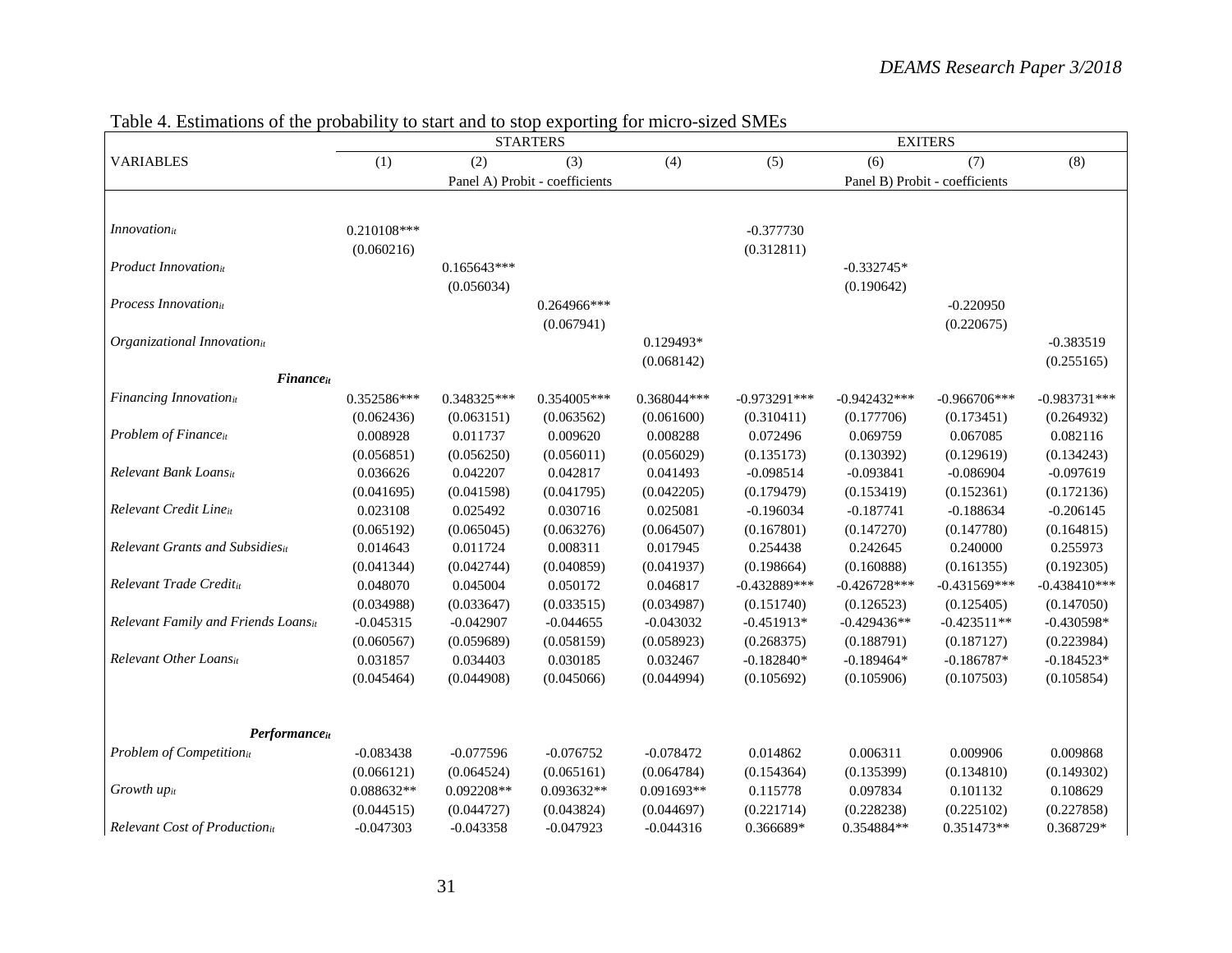Table 4. Estimations of the probability to start and to stop exporting for micro-sized SMEs

| | STARTERS | | | | EXITERS | | | |
|---|---|---|---|---|---|---|---|---|
| VARIABLES | (1) | (2) | (3) | (4) | (5) | (6) | (7) | (8) |
| | Panel A) Probit - coefficients | | | | Panel B) Probit - coefficients | | | |
| $Innovation_{it}$ | 0.210108*** | | | | -0.377730 | | | |
| | (0.060216) | | | | (0.312811) | | | |
| $Product\ Innovation_{it}$ | | 0.165643*** | | | | -0.332745* | | |
| | | (0.056034) | | | | (0.190642) | | |
| $Process\ Innovation_{it}$ | | | 0.264966*** | | | | -0.220950 | |
| | | | (0.067941) | | | | (0.220675) | |
| $Organizational\ Innovation_{it}$ | | | | 0.129493* | | | | -0.383519 |
| | | | | (0.068142) | | | | (0.255165) |
| ***$Finance_{it}$*** | | | | | | | | |
| $Financing\ Innovation_{it}$ | 0.352586*** | 0.348325*** | 0.354005*** | 0.368044*** | -0.973291*** | -0.942432*** | -0.966706*** | -0.983731*** |
| | (0.062436) | (0.063151) | (0.063562) | (0.061600) | (0.310411) | (0.177706) | (0.173451) | (0.264932) |
| $Problem\ of\ Finance_{it}$ | 0.008928 | 0.011737 | 0.009620 | 0.008288 | 0.072496 | 0.069759 | 0.067085 | 0.082116 |
| | (0.056851) | (0.056250) | (0.056011) | (0.056029) | (0.135173) | (0.130392) | (0.129619) | (0.134243) |
| $Relevant\ Bank\ Loans_{it}$ | 0.036626 | 0.042207 | 0.042817 | 0.041493 | -0.098514 | -0.093841 | -0.086904 | -0.097619 |
| | (0.041695) | (0.041598) | (0.041795) | (0.042205) | (0.179479) | (0.153419) | (0.152361) | (0.172136) |
| $Relevant\ Credit\ Line_{it}$ | 0.023108 | 0.025492 | 0.030716 | 0.025081 | -0.196034 | -0.187741 | -0.188634 | -0.206145 |
| | (0.065192) | (0.065045) | (0.063276) | (0.064507) | (0.167801) | (0.147270) | (0.147780) | (0.164815) |
| $Relevant\ Grants\ and\ Subsidies_{it}$ | 0.014643 | 0.011724 | 0.008311 | 0.017945 | 0.254438 | 0.242645 | 0.240000 | 0.255973 |
| | (0.041344) | (0.042744) | (0.040859) | (0.041937) | (0.198664) | (0.160888) | (0.161355) | (0.192305) |
| $Relevant\ Trade\ Credit_{it}$ | 0.048070 | 0.045004 | 0.050172 | 0.046817 | -0.432889*** | -0.426728*** | -0.431569*** | -0.438410*** |
| | (0.034988) | (0.033647) | (0.033515) | (0.034987) | (0.151740) | (0.126523) | (0.125405) | (0.147050) |
| $Relevant\ Family\ and\ Friends\ Loans_{it}$ | -0.045315 | -0.042907 | -0.044655 | -0.043032 | -0.451913* | -0.429436** | -0.423511** | -0.430598* |
| | (0.060567) | (0.059689) | (0.058159) | (0.058923) | (0.268375) | (0.188791) | (0.187127) | (0.223984) |
| $Relevant\ Other\ Loans_{it}$ | 0.031857 | 0.034403 | 0.030185 | 0.032467 | -0.182840* | -0.189464* | -0.186787* | -0.184523* |
| | (0.045464) | (0.044908) | (0.045066) | (0.044994) | (0.105692) | (0.105906) | (0.107503) | (0.105854) |
| ***$Performance_{it}$*** | | | | | | | | |
| $Problem\ of\ Competition_{it}$ | -0.083438 | -0.077596 | -0.076752 | -0.078472 | 0.014862 | 0.006311 | 0.009906 | 0.009868 |
| | (0.066121) | (0.064524) | (0.065161) | (0.064784) | (0.154364) | (0.135399) | (0.134810) | (0.149302) |
| $Growth\ up_{it}$ | 0.088632** | 0.092208** | 0.093632** | 0.091693** | 0.115778 | 0.097834 | 0.101132 | 0.108629 |
| | (0.044515) | (0.044727) | (0.043824) | (0.044697) | (0.221714) | (0.228238) | (0.225102) | (0.227858) |
| $Relevant\ Cost\ of\ Production_{it}$ | -0.047303 | -0.043358 | -0.047923 | -0.044316 | 0.366689* | 0.354884** | 0.351473** | 0.368729* |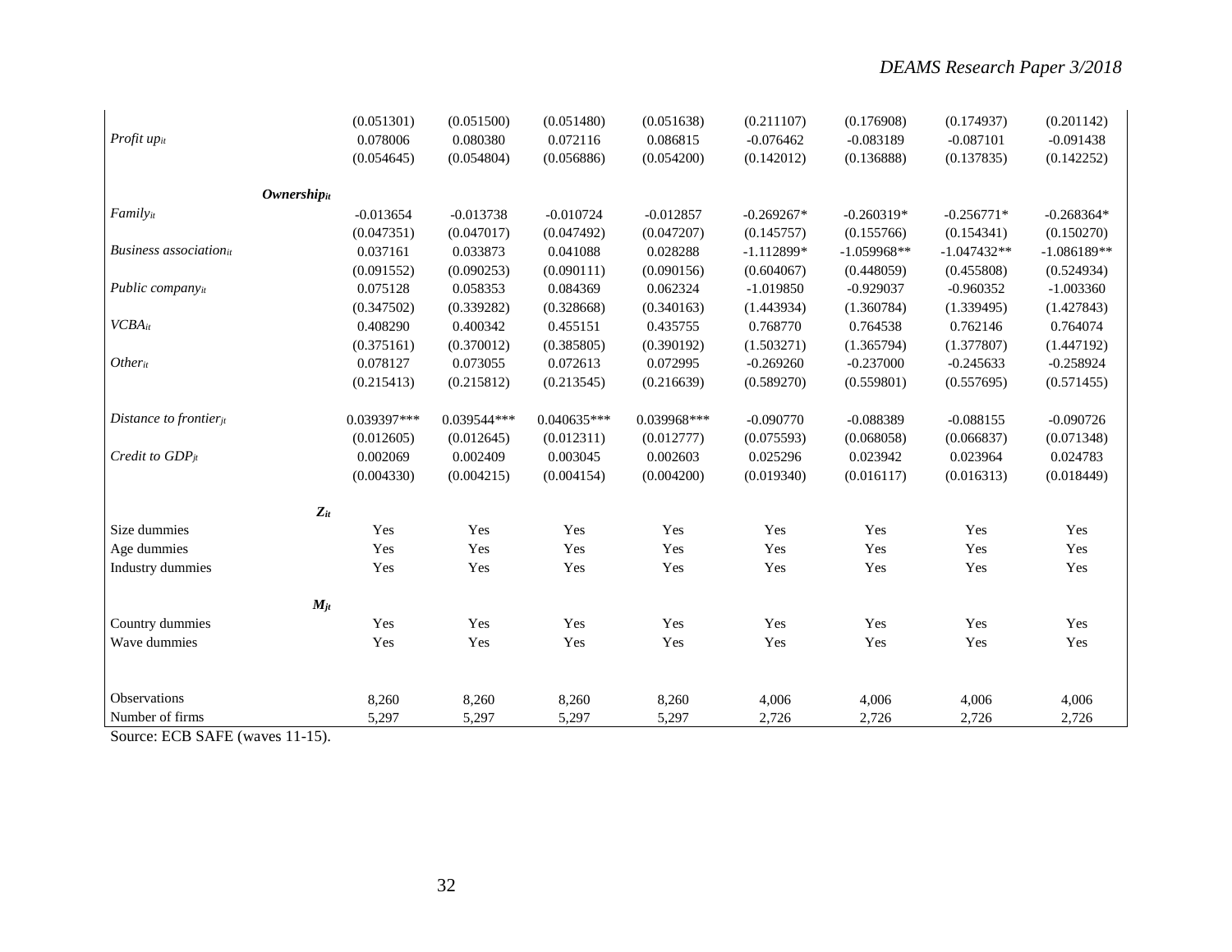| | | | | | | | | |
|---|---|---|---|---|---|---|---|---|
| | (0.051301) | (0.051500) | (0.051480) | (0.051638) | (0.211107) | (0.176908) | (0.174937) | (0.201142) |
| *Profit up$_{it}$* | 0.078006 | 0.080380 | 0.072116 | 0.086815 | -0.076462 | -0.083189 | -0.087101 | -0.091438 |
| | (0.054645) | (0.054804) | (0.056886) | (0.054200) | (0.142012) | (0.136888) | (0.137835) | (0.142252) |
| ***Ownership$_{it}$*** | | | | | | | | |
| *Family$_{it}$* | -0.013654 | -0.013738 | -0.010724 | -0.012857 | -0.269267* | -0.260319* | -0.256771* | -0.268364* |
| | (0.047351) | (0.047017) | (0.047492) | (0.047207) | (0.145757) | (0.155766) | (0.154341) | (0.150270) |
| *Business association$_{it}$* | 0.037161 | 0.033873 | 0.041088 | 0.028288 | -1.112899* | -1.059968** | -1.047432** | -1.086189** |
| | (0.091552) | (0.090253) | (0.090111) | (0.090156) | (0.604067) | (0.448059) | (0.455808) | (0.524934) |
| *Public company$_{it}$* | 0.075128 | 0.058353 | 0.084369 | 0.062324 | -1.019850 | -0.929037 | -0.960352 | -1.003360 |
| | (0.347502) | (0.339282) | (0.328668) | (0.340163) | (1.443934) | (1.360784) | (1.339495) | (1.427843) |
| *VCBA$_{it}$* | 0.408290 | 0.400342 | 0.455151 | 0.435755 | 0.768770 | 0.764538 | 0.762146 | 0.764074 |
| | (0.375161) | (0.370012) | (0.385805) | (0.390192) | (1.503271) | (1.365794) | (1.377807) | (1.447192) |
| *Other$_{it}$* | 0.078127 | 0.073055 | 0.072613 | 0.072995 | -0.269260 | -0.237000 | -0.245633 | -0.258924 |
| | (0.215413) | (0.215812) | (0.213545) | (0.216639) | (0.589270) | (0.559801) | (0.557695) | (0.571455) |
| *Distance to frontier$_{jt}$* | 0.039397*** | 0.039544*** | 0.040635*** | 0.039968*** | -0.090770 | -0.088389 | -0.088155 | -0.090726 |
| | (0.012605) | (0.012645) | (0.012311) | (0.012777) | (0.075593) | (0.068058) | (0.066837) | (0.071348) |
| *Credit to GDP$_{jt}$* | 0.002069 | 0.002409 | 0.003045 | 0.002603 | 0.025296 | 0.023942 | 0.023964 | 0.024783 |
| | (0.004330) | (0.004215) | (0.004154) | (0.004200) | (0.019340) | (0.016117) | (0.016313) | (0.018449) |
| ***Z$_{it}$*** | | | | | | | | |
| Size dummies | Yes | Yes | Yes | Yes | Yes | Yes | Yes | Yes |
| Age dummies | Yes | Yes | Yes | Yes | Yes | Yes | Yes | Yes |
| Industry dummies | Yes | Yes | Yes | Yes | Yes | Yes | Yes | Yes |
| ***M$_{jt}$*** | | | | | | | | |
| Country dummies | Yes | Yes | Yes | Yes | Yes | Yes | Yes | Yes |
| Wave dummies | Yes | Yes | Yes | Yes | Yes | Yes | Yes | Yes |
| Observations | 8,260 | 8,260 | 8,260 | 8,260 | 4,006 | 4,006 | 4,006 | 4,006 |
| Number of firms | 5,297 | 5,297 | 5,297 | 5,297 | 2,726 | 2,726 | 2,726 | 2,726 |

Source: ECB SAFE (waves 11-15).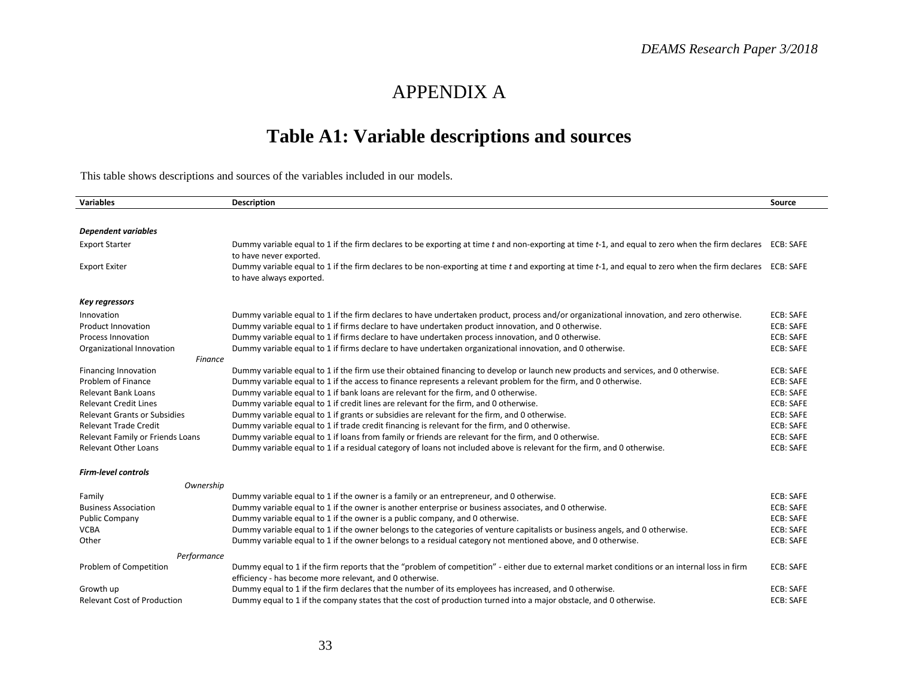# APPENDIX A

## Table A1: Variable descriptions and sources

This table shows descriptions and sources of the variables included in our models.

| Variables | Description | Source |
|---|---|---|
| ***Dependent variables*** | | |
| Export Starter | Dummy variable equal to 1 if the firm declares to be exporting at time *t* and non-exporting at time *t*-1, and equal to zero when the firm declares to have never exported. | ECB: SAFE |
| Export Exiter | Dummy variable equal to 1 if the firm declares to be non-exporting at time *t* and exporting at time *t*-1, and equal to zero when the firm declares to have always exported. | ECB: SAFE |
| ***Key regressors*** | | |
| Innovation | Dummy variable equal to 1 if the firm declares to have undertaken product, process and/or organizational innovation, and zero otherwise. | ECB: SAFE |
| Product Innovation | Dummy variable equal to 1 if firms declare to have undertaken product innovation, and 0 otherwise. | ECB: SAFE |
| Process Innovation | Dummy variable equal to 1 if firms declare to have undertaken process innovation, and 0 otherwise. | ECB: SAFE |
| Organizational Innovation | Dummy variable equal to 1 if firms declare to have undertaken organizational innovation, and 0 otherwise. | ECB: SAFE |
| *Finance* | | |
| Financing Innovation | Dummy variable equal to 1 if the firm use their obtained financing to develop or launch new products and services, and 0 otherwise. | ECB: SAFE |
| Problem of Finance | Dummy variable equal to 1 if the access to finance represents a relevant problem for the firm, and 0 otherwise. | ECB: SAFE |
| Relevant Bank Loans | Dummy variable equal to 1 if bank loans are relevant for the firm, and 0 otherwise. | ECB: SAFE |
| Relevant Credit Lines | Dummy variable equal to 1 if credit lines are relevant for the firm, and 0 otherwise. | ECB: SAFE |
| Relevant Grants or Subsidies | Dummy variable equal to 1 if grants or subsidies are relevant for the firm, and 0 otherwise. | ECB: SAFE |
| Relevant Trade Credit | Dummy variable equal to 1 if trade credit financing is relevant for the firm, and 0 otherwise. | ECB: SAFE |
| Relevant Family or Friends Loans | Dummy variable equal to 1 if loans from family or friends are relevant for the firm, and 0 otherwise. | ECB: SAFE |
| Relevant Other Loans | Dummy variable equal to 1 if a residual category of loans not included above is relevant for the firm, and 0 otherwise. | ECB: SAFE |
| ***Firm-level controls*** | | |
| *Ownership* | | |
| Family | Dummy variable equal to 1 if the owner is a family or an entrepreneur, and 0 otherwise. | ECB: SAFE |
| Business Association | Dummy variable equal to 1 if the owner is another enterprise or business associates, and 0 otherwise. | ECB: SAFE |
| Public Company | Dummy variable equal to 1 if the owner is a public company, and 0 otherwise. | ECB: SAFE |
| VCBA | Dummy variable equal to 1 if the owner belongs to the categories of venture capitalists or business angels, and 0 otherwise. | ECB: SAFE |
| Other | Dummy variable equal to 1 if the owner belongs to a residual category not mentioned above, and 0 otherwise. | ECB: SAFE |
| *Performance* | | |
| Problem of Competition | Dummy equal to 1 if the firm reports that the "problem of competition" - either due to external market conditions or an internal loss in firm efficiency - has become more relevant, and 0 otherwise. | ECB: SAFE |
| Growth up | Dummy equal to 1 if the firm declares that the number of its employees has increased, and 0 otherwise. | ECB: SAFE |
| Relevant Cost of Production | Dummy equal to 1 if the company states that the cost of production turned into a major obstacle, and 0 otherwise. | ECB: SAFE |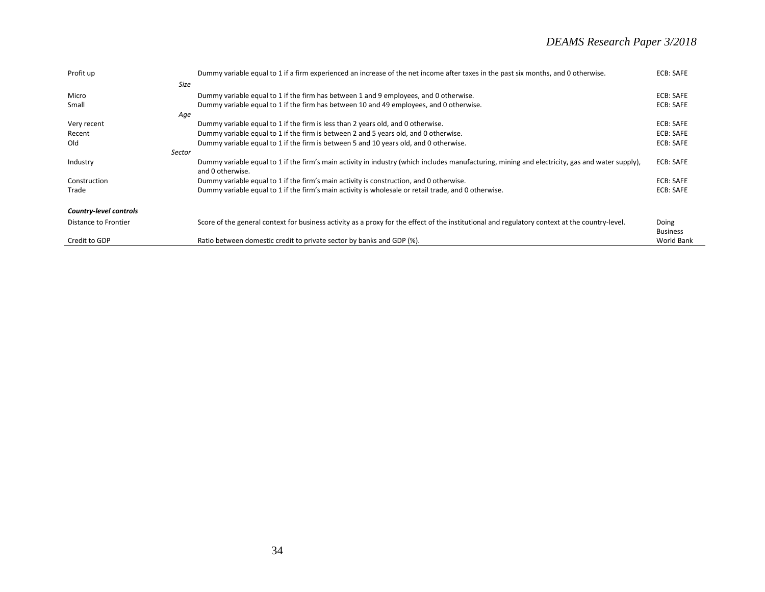| | | |
|---|---|---|
| Profit up | Dummy variable equal to 1 if a firm experienced an increase of the net income after taxes in the past six months, and 0 otherwise. | ECB: SAFE |
| *Size* | | |
| Micro | Dummy variable equal to 1 if the firm has between 1 and 9 employees, and 0 otherwise. | ECB: SAFE |
| Small | Dummy variable equal to 1 if the firm has between 10 and 49 employees, and 0 otherwise. | ECB: SAFE |
| *Age* | | |
| Very recent | Dummy variable equal to 1 if the firm is less than 2 years old, and 0 otherwise. | ECB: SAFE |
| Recent | Dummy variable equal to 1 if the firm is between 2 and 5 years old, and 0 otherwise. | ECB: SAFE |
| Old | Dummy variable equal to 1 if the firm is between 5 and 10 years old, and 0 otherwise. | ECB: SAFE |
| *Sector* | | |
| Industry | Dummy variable equal to 1 if the firm's main activity in industry (which includes manufacturing, mining and electricity, gas and water supply), and 0 otherwise. | ECB: SAFE |
| Construction | Dummy variable equal to 1 if the firm's main activity is construction, and 0 otherwise. | ECB: SAFE |
| Trade | Dummy variable equal to 1 if the firm's main activity is wholesale or retail trade, and 0 otherwise. | ECB: SAFE |
| ***Country-level controls*** | | |
| Distance to Frontier | Score of the general context for business activity as a proxy for the effect of the institutional and regulatory context at the country-level. | Doing Business |
| Credit to GDP | Ratio between domestic credit to private sector by banks and GDP (%). | World Bank |